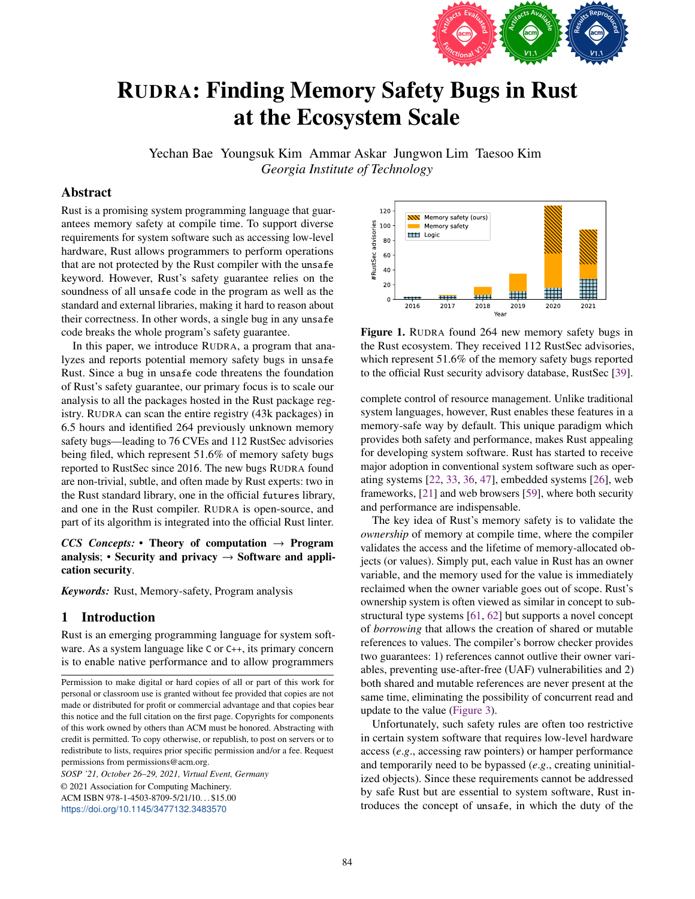# RUDRA: Finding Memory Safety Bugs in Rust at the Ecosystem Scale

Yechan Bae Youngsuk Kim Ammar Askar Jungwon Lim Taesoo Kim
*Georgia Institute of Technology*

## Abstract

Rust is a promising system programming language that guarantees memory safety at compile time. To support diverse requirements for system software such as accessing low-level hardware, Rust allows programmers to perform operations that are not protected by the Rust compiler with the `unsafe` keyword. However, Rust's safety guarantee relies on the soundness of all `unsafe` code in the program as well as the standard and external libraries, making it hard to reason about their correctness. In other words, a single bug in any `unsafe` code breaks the whole program's safety guarantee.

In this paper, we introduce RUDRA, a program that analyzes and reports potential memory safety bugs in `unsafe` Rust. Since a bug in `unsafe` code threatens the foundation of Rust's safety guarantee, our primary focus is to scale our analysis to all the packages hosted in the Rust package registry. RUDRA can scan the entire registry (43k packages) in 6.5 hours and identified 264 previously unknown memory safety bugs—leading to 76 CVEs and 112 RustSec advisories being filed, which represent 51.6% of memory safety bugs reported to RustSec since 2016. The new bugs RUDRA found are non-trivial, subtle, and often made by Rust experts: two in the Rust standard library, one in the official `futures` library, and one in the Rust compiler. RUDRA is open-source, and part of its algorithm is integrated into the official Rust linter.

*CCS Concepts:* • **Theory of computation** → **Program analysis**; • **Security and privacy** → **Software and application security**.

*Keywords:* Rust, Memory-safety, Program analysis

## 1 Introduction

Rust is an emerging programming language for system software. As a system language like `C` or `C++`, its primary concern is to enable native performance and to allow programmers complete control of resource management. Unlike traditional system languages, however, Rust enables these features in a memory-safe way by default. This unique paradigm which provides both safety and performance, makes Rust appealing for developing system software. Rust has started to receive major adoption in conventional system software such as operating systems [22, 33, 36, 47], embedded systems [26], web frameworks, [21] and web browsers [59], where both security and performance are indispensable.

The key idea of Rust's memory safety is to validate the *ownership* of memory at compile time, where the compiler validates the access and the lifetime of memory-allocated objects (or values). Simply put, each value in Rust has an owner variable, and the memory used for the value is immediately reclaimed when the owner variable goes out of scope. Rust's ownership system is often viewed as similar in concept to substructural type systems [61, 62] but supports a novel concept of *borrowing* that allows the creation of shared or mutable references to values. The compiler's borrow checker provides two guarantees: 1) references cannot outlive their owner variables, preventing use-after-free (UAF) vulnerabilities and 2) both shared and mutable references are never present at the same time, eliminating the possibility of concurrent read and update to the value (Figure 3).

Unfortunately, such safety rules are often too restrictive in certain system software that requires low-level hardware access (*e.g.*, accessing raw pointers) or hamper performance and temporarily need to be bypassed (*e.g.*, creating uninitialized objects). Since these requirements cannot be addressed by safe Rust but are essential to system software, Rust introduces the concept of `unsafe`, in which the duty of the

**Figure 1.** RUDRA found 264 new memory safety bugs in the Rust ecosystem. They received 112 RustSec advisories, which represent 51.6% of the memory safety bugs reported to the official Rust security advisory database, RustSec [39].

Permission to make digital or hard copies of all or part of this work for personal or classroom use is granted without fee provided that copies are not made or distributed for profit or commercial advantage and that copies bear this notice and the full citation on the first page. Copyrights for components of this work owned by others than ACM must be honored. Abstracting with credit is permitted. To copy otherwise, or republish, to post on servers or to redistribute to lists, requires prior specific permission and/or a fee. Request permissions from permissions@acm.org.

*SOSP '21, October 26–29, 2021, Virtual Event, Germany*
© 2021 Association for Computing Machinery.
ACM ISBN 978-1-4503-8709-5/21/10...$15.00
https://doi.org/10.1145/3477132.3483570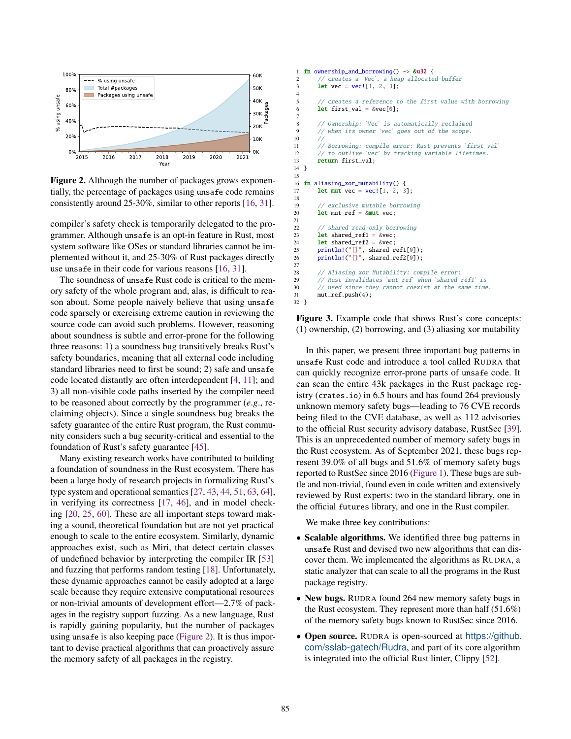**Figure 2.** Although the number of packages grows exponentially, the percentage of packages using `unsafe` code remains consistently around 25-30%, similar to other reports [16, 31].

compiler's safety check is temporarily delegated to the programmer. Although `unsafe` is an opt-in feature in Rust, most system software like OSes or standard libraries cannot be implemented without it, and 25-30% of Rust packages directly use `unsafe` in their code for various reasons [16, 31].

The soundness of `unsafe` Rust code is critical to the memory safety of the whole program and, alas, is difficult to reason about. Some people naively believe that using `unsafe` code sparsely or exercising extreme caution in reviewing the source code can avoid such problems. However, reasoning about soundness is subtle and error-prone for the following three reasons: 1) a soundness bug transitively breaks Rust's safety boundaries, meaning that all external code including standard libraries need to first be sound; 2) safe and `unsafe` code located distantly are often interdependent [4, 11]; and 3) all non-visible code paths inserted by the compiler need to be reasoned about correctly by the programmer (*e.g.*, reclaiming objects). Since a single soundness bug breaks the safety guarantee of the entire Rust program, the Rust community considers such a bug security-critical and essential to the foundation of Rust's safety guarantee [45].

Many existing research works have contributed to building a foundation of soundness in the Rust ecosystem. There has been a large body of research projects in formalizing Rust's type system and operational semantics [27, 43, 44, 51, 63, 64], in verifying its correctness [17, 46], and in model checking [20, 25, 60]. These are all important steps toward making a sound, theoretical foundation but are not yet practical enough to scale to the entire ecosystem. Similarly, dynamic approaches exist, such as Miri, that detect certain classes of undefined behavior by interpreting the compiler IR [53] and fuzzing that performs random testing [18]. Unfortunately, these dynamic approaches cannot be easily adopted at a large scale because they require extensive computational resources or non-trivial amounts of development effort—2.7% of packages in the registry support fuzzing. As a new language, Rust is rapidly gaining popularity, but the number of packages using `unsafe` is also keeping pace (Figure 2). It is thus important to devise practical algorithms that can proactively assure the memory safety of all packages in the registry.

```rust
fn ownership_and_borrowing() -> &u32 {
    // creates a `Vec`, a heap allocated buffer
    let vec = vec![1, 2, 3];

    // creates a reference to the first value with borrowing
    let first_val = &vec[0];

    // Ownership: `Vec` is automatically reclaimed
    // when its owner `vec` goes out of the scope.
    //
    // Borrowing: compile error; Rust prevents `first_val`
    // to outlive `vec` by tracking variable lifetimes.
    return first_val;
}

fn aliasing_xor_mutability() {
    let mut vec = vec![1, 2, 3];

    // exclusive mutable borrowing
    let mut_ref = &mut vec;

    // shared read-only borrowing
    let shared_ref1 = &vec;
    let shared_ref2 = &vec;
    println!("{}", shared_ref1[0]);
    println!("{}", shared_ref2[0]);

    // Aliasing xor Mutability: compile error;
    // Rust invalidates `mut_ref` when `shared_ref1` is
    // used since they cannot coexist at the same time.
    mut_ref.push(4);
}
```

**Figure 3.** Example code that shows Rust's core concepts: (1) ownership, (2) borrowing, and (3) aliasing xor mutability

In this paper, we present three important bug patterns in `unsafe` Rust code and introduce a tool called RUDRA that can quickly recognize error-prone parts of `unsafe` code. It can scan the entire 43k packages in the Rust package registry (`crates.io`) in 6.5 hours and has found 264 previously unknown memory safety bugs—leading to 76 CVE records being filed to the CVE database, as well as 112 advisories to the official Rust security advisory database, RustSec [39]. This is an unprecedented number of memory safety bugs in the Rust ecosystem. As of September 2021, these bugs represent 39.0% of all bugs and 51.6% of memory safety bugs reported to RustSec since 2016 (Figure 1). These bugs are subtle and non-trivial, found even in code written and extensively reviewed by Rust experts: two in the standard library, one in the official `futures` library, and one in the Rust compiler.

We make three key contributions:

- **Scalable algorithms.** We identified three bug patterns in `unsafe` Rust and devised two new algorithms that can discover them. We implemented the algorithms as RUDRA, a static analyzer that can scale to all the programs in the Rust package registry.
- **New bugs.** RUDRA found 264 new memory safety bugs in the Rust ecosystem. They represent more than half (51.6%) of the memory safety bugs known to RustSec since 2016.
- **Open source.** RUDRA is open-sourced at https://github.com/sslab-gatech/Rudra, and part of its core algorithm is integrated into the official Rust linter, Clippy [52].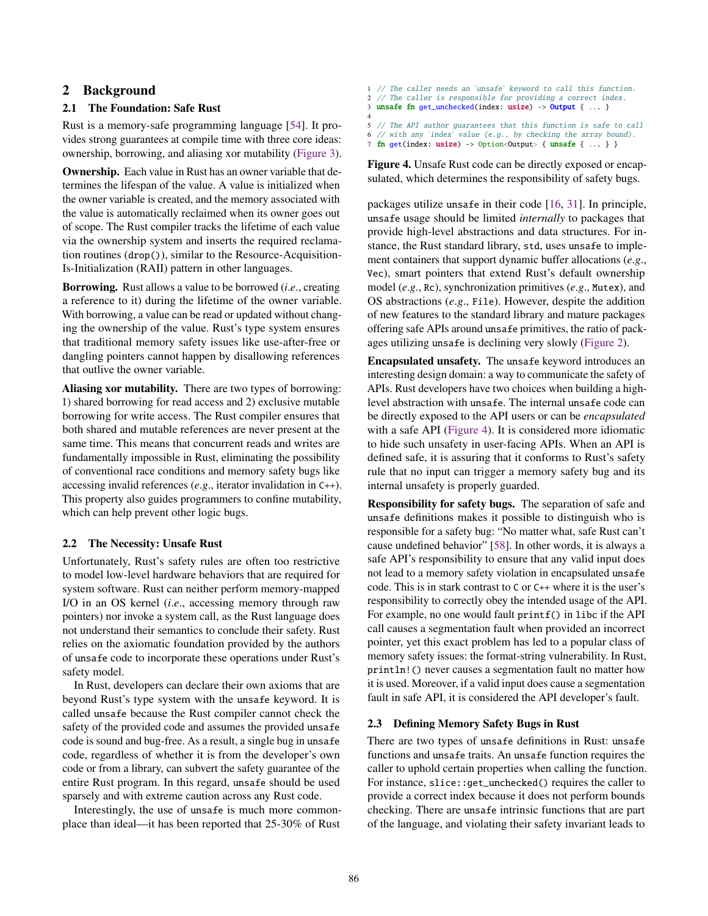## 2 Background

### 2.1 The Foundation: Safe Rust

Rust is a memory-safe programming language [54]. It provides strong guarantees at compile time with three core ideas: ownership, borrowing, and aliasing xor mutability (Figure 3).

**Ownership.** Each value in Rust has an owner variable that determines the lifespan of the value. A value is initialized when the owner variable is created, and the memory associated with the value is automatically reclaimed when its owner goes out of scope. The Rust compiler tracks the lifetime of each value via the ownership system and inserts the required reclamation routines (`drop()`), similar to the Resource-Acquisition-Is-Initialization (RAII) pattern in other languages.

**Borrowing.** Rust allows a value to be borrowed (*i.e.*, creating a reference to it) during the lifetime of the owner variable. With borrowing, a value can be read or updated without changing the ownership of the value. Rust's type system ensures that traditional memory safety issues like use-after-free or dangling pointers cannot happen by disallowing references that outlive the owner variable.

**Aliasing xor mutability.** There are two types of borrowing: 1) shared borrowing for read access and 2) exclusive mutable borrowing for write access. The Rust compiler ensures that both shared and mutable references are never present at the same time. This means that concurrent reads and writes are fundamentally impossible in Rust, eliminating the possibility of conventional race conditions and memory safety bugs like accessing invalid references (*e.g.*, iterator invalidation in C++). This property also guides programmers to confine mutability, which can help prevent other logic bugs.

### 2.2 The Necessity: Unsafe Rust

Unfortunately, Rust's safety rules are often too restrictive to model low-level hardware behaviors that are required for system software. Rust can neither perform memory-mapped I/O in an OS kernel (*i.e.*, accessing memory through raw pointers) nor invoke a system call, as the Rust language does not understand their semantics to conclude their safety. Rust relies on the axiomatic foundation provided by the authors of `unsafe` code to incorporate these operations under Rust's safety model.

In Rust, developers can declare their own axioms that are beyond Rust's type system with the `unsafe` keyword. It is called `unsafe` because the Rust compiler cannot check the safety of the provided code and assumes the provided `unsafe` code is sound and bug-free. As a result, a single bug in `unsafe` code, regardless of whether it is from the developer's own code or from a library, can subvert the safety guarantee of the entire Rust program. In this regard, `unsafe` should be used sparsely and with extreme caution across any Rust code.

Interestingly, the use of `unsafe` is much more commonplace than ideal—it has been reported that 25-30% of Rust packages utilize `unsafe` in their code [16, 31]. In principle, `unsafe` usage should be limited *internally* to packages that provide high-level abstractions and data structures. For instance, the Rust standard library, `std`, uses `unsafe` to implement containers that support dynamic buffer allocations (*e.g.*, `Vec`), smart pointers that extend Rust's default ownership model (*e.g.*, `Rc`), synchronization primitives (*e.g.*, `Mutex`), and OS abstractions (*e.g.*, `File`). However, despite the addition of new features to the standard library and mature packages offering safe APIs around `unsafe` primitives, the ratio of packages utilizing `unsafe` is declining very slowly (Figure 2).

```rust
// The caller needs an `unsafe` keyword to call this function.
// The caller is responsible for providing a correct index.
unsafe fn get_unchecked(index: usize) -> Output { ... }

// The API author guarantees that this function is safe to call
// with any `index` value (e.g., by checking the array bound).
fn get(index: usize) -> Option<Output> { unsafe { ... } }
```

**Figure 4.** Unsafe Rust code can be directly exposed or encapsulated, which determines the responsibility of safety bugs.

**Encapsulated unsafety.** The `unsafe` keyword introduces an interesting design domain: a way to communicate the safety of APIs. Rust developers have two choices when building a high-level abstraction with `unsafe`. The internal `unsafe` code can be directly exposed to the API users or can be *encapsulated* with a safe API (Figure 4). It is considered more idiomatic to hide such unsafety in user-facing APIs. When an API is defined safe, it is assuring that it conforms to Rust's safety rule that no input can trigger a memory safety bug and its internal unsafety is properly guarded.

**Responsibility for safety bugs.** The separation of safe and `unsafe` definitions makes it possible to distinguish who is responsible for a safety bug: "No matter what, safe Rust can't cause undefined behavior" [58]. In other words, it is always a safe API's responsibility to ensure that any valid input does not lead to a memory safety violation in encapsulated `unsafe` code. This is in stark contrast to C or C++ where it is the user's responsibility to correctly obey the intended usage of the API. For example, no one would fault `printf()` in `libc` if the API call causes a segmentation fault when provided an incorrect pointer, yet this exact problem has led to a popular class of memory safety issues: the format-string vulnerability. In Rust, `println!()` never causes a segmentation fault no matter how it is used. Moreover, if a valid input does cause a segmentation fault in safe API, it is considered the API developer's fault.

### 2.3 Defining Memory Safety Bugs in Rust

There are two types of `unsafe` definitions in Rust: `unsafe` functions and `unsafe` traits. An `unsafe` function requires the caller to uphold certain properties when calling the function. For instance, `slice::get_unchecked()` requires the caller to provide a correct index because it does not perform bounds checking. There are `unsafe` intrinsic functions that are part of the language, and violating their safety invariant leads to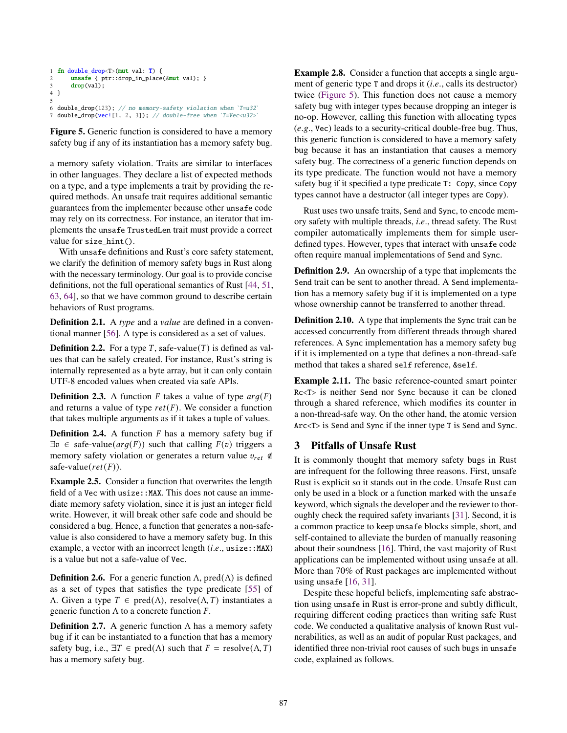```rust
fn double_drop<T>(mut val: T) {
    unsafe { ptr::drop_in_place(&mut val); }
    drop(val);
}

double_drop(123); // no memory-safety violation when `T=u32`
double_drop(vec![1, 2, 3]); // double-free when `T=Vec<u32>`
```

**Figure 5.** Generic function is considered to have a memory safety bug if any of its instantiation has a memory safety bug.

a memory safety violation. Traits are similar to interfaces in other languages. They declare a list of expected methods on a type, and a type implements a trait by providing the required methods. An unsafe trait requires additional semantic guarantees from the implementer because other `unsafe` code may rely on its correctness. For instance, an iterator that implements the `unsafe TrustedLen` trait must provide a correct value for `size_hint()`.

With `unsafe` definitions and Rust's core safety statement, we clarify the definition of memory safety bugs in Rust along with the necessary terminology. Our goal is to provide concise definitions, not the full operational semantics of Rust [44, 51, 63, 64], so that we have common ground to describe certain behaviors of Rust programs.

**Definition 2.1.** A *type* and a *value* are defined in a conventional manner [56]. A type is considered as a set of values.

**Definition 2.2.** For a type $T$, safe-value($T$) is defined as values that can be safely created. For instance, Rust's string is internally represented as a byte array, but it can only contain UTF-8 encoded values when created via safe APIs.

**Definition 2.3.** A function $F$ takes a value of type $arg(F)$ and returns a value of type $ret(F)$. We consider a function that takes multiple arguments as if it takes a tuple of values.

**Definition 2.4.** A function $F$ has a memory safety bug if $\exists v \in$ safe-value($arg(F)$) such that calling $F(v)$ triggers a memory safety violation or generates a return value $v_{ret} \notin$ safe-value($ret(F)$).

**Example 2.5.** Consider a function that overwrites the length field of a `Vec` with `usize::MAX`. This does not cause an immediate memory safety violation, since it is just an integer field write. However, it will break other safe code and should be considered a bug. Hence, a function that generates a non-safe-value is also considered to have a memory safety bug. In this example, a vector with an incorrect length (*i.e.*, `usize::MAX`) is a value but not a safe-value of `Vec`.

**Definition 2.6.** For a generic function $\Lambda$, pred($\Lambda$) is defined as a set of types that satisfies the type predicate [55] of $\Lambda$. Given a type $T \in$ pred($\Lambda$), resolve($\Lambda, T$) instantiates a generic function $\Lambda$ to a concrete function $F$.

**Definition 2.7.** A generic function $\Lambda$ has a memory safety bug if it can be instantiated to a function that has a memory safety bug, i.e., $\exists T \in$ pred($\Lambda$) such that $F =$ resolve($\Lambda, T$) has a memory safety bug.

**Example 2.8.** Consider a function that accepts a single argument of generic type `T` and drops it (*i.e.*, calls its destructor) twice (Figure 5). This function does not cause a memory safety bug with integer types because dropping an integer is no-op. However, calling this function with allocating types (*e.g.*, `Vec`) leads to a security-critical double-free bug. Thus, this generic function is considered to have a memory safety bug because it has an instantiation that causes a memory safety bug. The correctness of a generic function depends on its type predicate. The function would not have a memory safety bug if it specified a type predicate `T: Copy`, since `Copy` types cannot have a destructor (all integer types are `Copy`).

Rust uses two unsafe traits, `Send` and `Sync`, to encode memory safety with multiple threads, *i.e.*, thread safety. The Rust compiler automatically implements them for simple user-defined types. However, types that interact with `unsafe` code often require manual implementations of `Send` and `Sync`.

**Definition 2.9.** An ownership of a type that implements the `Send` trait can be sent to another thread. A `Send` implementation has a memory safety bug if it is implemented on a type whose ownership cannot be transferred to another thread.

**Definition 2.10.** A type that implements the `Sync` trait can be accessed concurrently from different threads through shared references. A `Sync` implementation has a memory safety bug if it is implemented on a type that defines a non-thread-safe method that takes a shared `self` reference, `&self`.

**Example 2.11.** The basic reference-counted smart pointer `Rc<T>` is neither `Send` nor `Sync` because it can be cloned through a shared reference, which modifies its counter in a non-thread-safe way. On the other hand, the atomic version `Arc<T>` is `Send` and `Sync` if the inner type `T` is `Send` and `Sync`.

## 3 Pitfalls of Unsafe Rust

It is commonly thought that memory safety bugs in Rust are infrequent for the following three reasons. First, unsafe Rust is explicit so it stands out in the code. Unsafe Rust can only be used in a block or a function marked with the `unsafe` keyword, which signals the developer and the reviewer to thoroughly check the required safety invariants [31]. Second, it is a common practice to keep `unsafe` blocks simple, short, and self-contained to alleviate the burden of manually reasoning about their soundness [16]. Third, the vast majority of Rust applications can be implemented without using `unsafe` at all. More than 70% of Rust packages are implemented without using `unsafe` [16, 31].

Despite these hopeful beliefs, implementing safe abstraction using `unsafe` in Rust is error-prone and subtly difficult, requiring different coding practices than writing safe Rust code. We conducted a qualitative analysis of known Rust vulnerabilities, as well as an audit of popular Rust packages, and identified three non-trivial root causes of such bugs in `unsafe` code, explained as follows.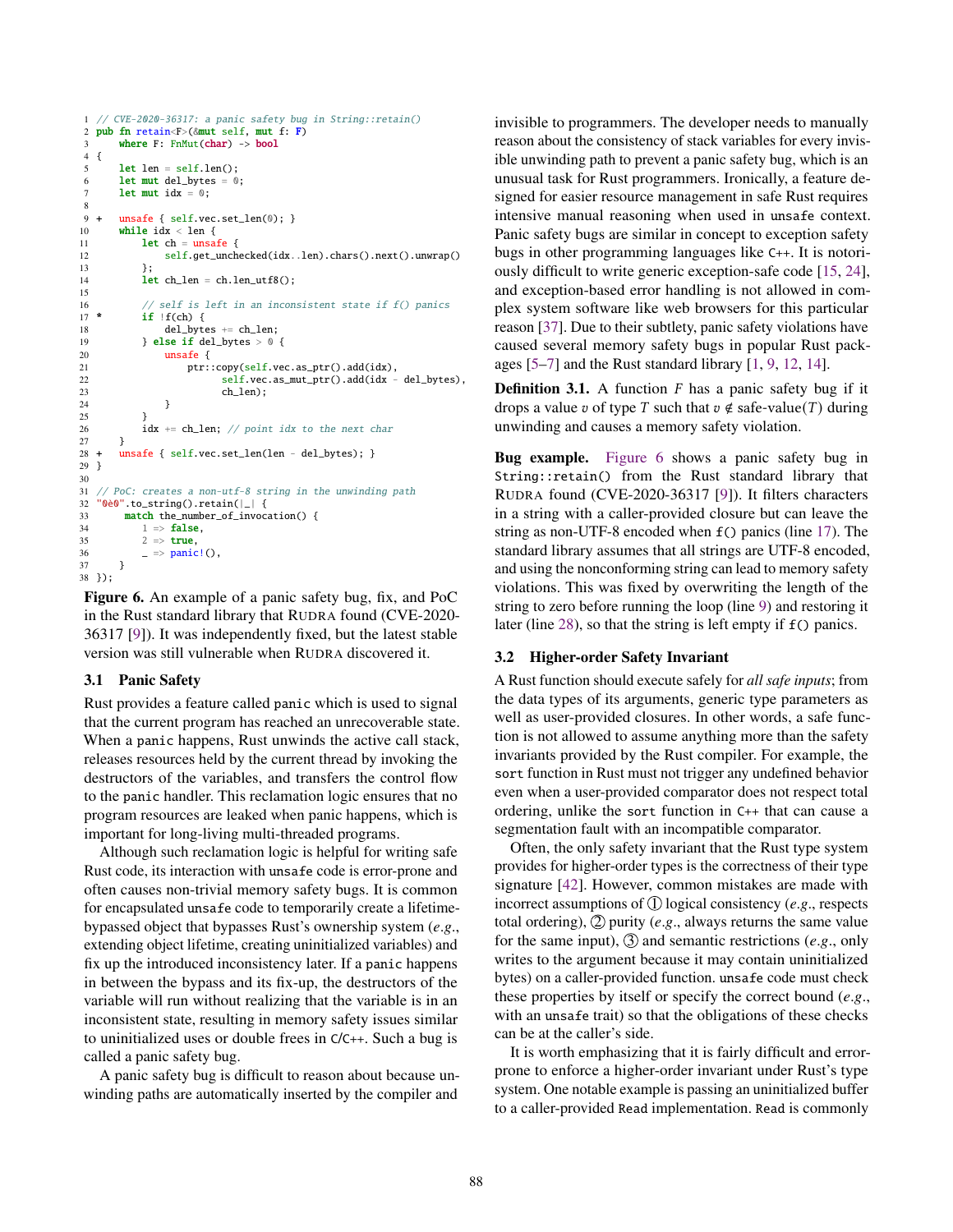```rust
1  // CVE-2020-36317: a panic safety bug in String::retain()
2  pub fn retain<F>(&mut self, mut f: F)
3      where F: FnMut(char) -> bool
4  {
5      let len = self.len();
6      let mut del_bytes = 0;
7      let mut idx = 0;
8
9  +   unsafe { self.vec.set_len(0); }
10     while idx < len {
11         let ch = unsafe {
12             self.get_unchecked(idx..len).chars().next().unwrap()
13         };
14         let ch_len = ch.len_utf8();
15
16         // self is left in an inconsistent state if f() panics
17 *       if !f(ch) {
18             del_bytes += ch_len;
19         } else if del_bytes > 0 {
20             unsafe {
21                 ptr::copy(self.vec.as_ptr().add(idx),
22                           self.vec.as_mut_ptr().add(idx - del_bytes),
23                           ch_len);
24             }
25         }
26         idx += ch_len; // point idx to the next char
27     }
28 +   unsafe { self.vec.set_len(len - del_bytes); }
29 }
30
31 // PoC: creates a non-utf-8 string in the unwinding path
32 "0è0".to_string().retain(|_| {
33     match the_number_of_invocation() {
34         1 => false,
35         2 => true,
36         _ => panic!(),
37     }
38 });
```

**Figure 6.** An example of a panic safety bug, fix, and PoC in the Rust standard library that RUDRA found (CVE-2020-36317 [9]). It was independently fixed, but the latest stable version was still vulnerable when RUDRA discovered it.

### 3.1 Panic Safety

Rust provides a feature called `panic` which is used to signal that the current program has reached an unrecoverable state. When a `panic` happens, Rust unwinds the active call stack, releases resources held by the current thread by invoking the destructors of the variables, and transfers the control flow to the `panic` handler. This reclamation logic ensures that no program resources are leaked when panic happens, which is important for long-living multi-threaded programs.

Although such reclamation logic is helpful for writing safe Rust code, its interaction with `unsafe` code is error-prone and often causes non-trivial memory safety bugs. It is common for encapsulated `unsafe` code to temporarily create a lifetime-bypassed object that bypasses Rust's ownership system (*e.g.*, extending object lifetime, creating uninitialized variables) and fix up the introduced inconsistency later. If a `panic` happens in between the bypass and its fix-up, the destructors of the variable will run without realizing that the variable is in an inconsistent state, resulting in memory safety issues similar to uninitialized uses or double frees in C/C++. Such a bug is called a panic safety bug.

A panic safety bug is difficult to reason about because unwinding paths are automatically inserted by the compiler and invisible to programmers. The developer needs to manually reason about the consistency of stack variables for every invisible unwinding path to prevent a panic safety bug, which is an unusual task for Rust programmers. Ironically, a feature designed for easier resource management in safe Rust requires intensive manual reasoning when used in `unsafe` context. Panic safety bugs are similar in concept to exception safety bugs in other programming languages like C++. It is notoriously difficult to write generic exception-safe code [15, 24], and exception-based error handling is not allowed in complex system software like web browsers for this particular reason [37]. Due to their subtlety, panic safety violations have caused several memory safety bugs in popular Rust packages [5–7] and the Rust standard library [1, 9, 12, 14].

**Definition 3.1.** A function $F$ has a panic safety bug if it drops a value $v$ of type $T$ such that $v \notin \text{safe-value}(T)$ during unwinding and causes a memory safety violation.

**Bug example.** Figure 6 shows a panic safety bug in `String::retain()` from the Rust standard library that RUDRA found (CVE-2020-36317 [9]). It filters characters in a string with a caller-provided closure but can leave the string as non-UTF-8 encoded when `f()` panics (line 17). The standard library assumes that all strings are UTF-8 encoded, and using the nonconforming string can lead to memory safety violations. This was fixed by overwriting the length of the string to zero before running the loop (line 9) and restoring it later (line 28), so that the string is left empty if `f()` panics.

### 3.2 Higher-order Safety Invariant

A Rust function should execute safely for *all safe inputs*; from the data types of its arguments, generic type parameters as well as user-provided closures. In other words, a safe function is not allowed to assume anything more than the safety invariants provided by the Rust compiler. For example, the `sort` function in Rust must not trigger any undefined behavior even when a user-provided comparator does not respect total ordering, unlike the `sort` function in C++ that can cause a segmentation fault with an incompatible comparator.

Often, the only safety invariant that the Rust type system provides for higher-order types is the correctness of their type signature [42]. However, common mistakes are made with incorrect assumptions of ① logical consistency (*e.g.*, respects total ordering), ② purity (*e.g.*, always returns the same value for the same input), ③ and semantic restrictions (*e.g.*, only writes to the argument because it may contain uninitialized bytes) on a caller-provided function. `unsafe` code must check these properties by itself or specify the correct bound (*e.g.*, with an `unsafe` trait) so that the obligations of these checks can be at the caller's side.

It is worth emphasizing that it is fairly difficult and error-prone to enforce a higher-order invariant under Rust's type system. One notable example is passing an uninitialized buffer to a caller-provided `Read` implementation. `Read` is commonly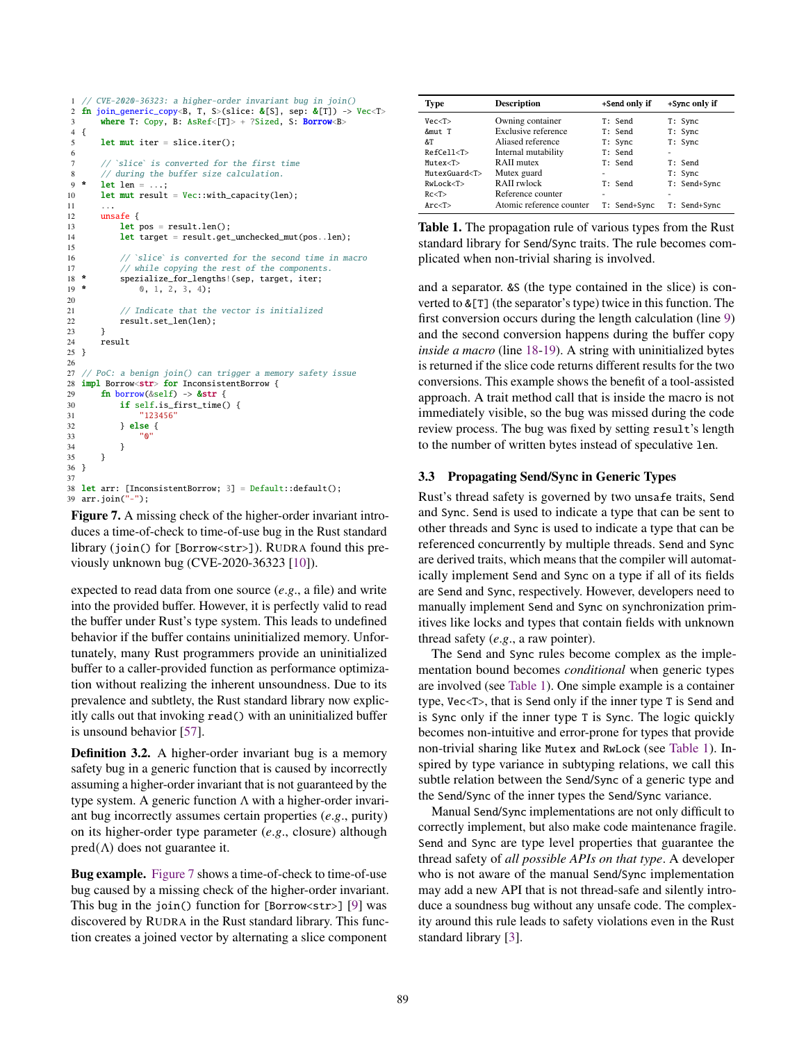```rust
1  // CVE-2020-36323: a higher-order invariant bug in join()
2  fn join_generic_copy<B, T, S>(slice: &[S], sep: &[T]) -> Vec<T>
3      where T: Copy, B: AsRef<[T]> + ?Sized, S: Borrow<B>
4  {
5      let mut iter = slice.iter();
6
7      // `slice` is converted for the first time
8      // during the buffer size calculation.
9  *   let len = ...;
10     let mut result = Vec::with_capacity(len);
11     ...
12     unsafe {
13         let pos = result.len();
14         let target = result.get_unchecked_mut(pos..len);
15
16         // `slice` is converted for the second time in macro
17         // while copying the rest of the components.
18 *       spezialize_for_lengths!(sep, target, iter;
19 *           0, 1, 2, 3, 4);
20
21         // Indicate that the vector is initialized
22         result.set_len(len);
23     }
24     result
25 }
26
27 // PoC: a benign join() can trigger a memory safety issue
28 impl Borrow<str> for InconsistentBorrow {
29     fn borrow(&self) -> &str {
30         if self.is_first_time() {
31             "123456"
32         } else {
33             "0"
34         }
35     }
36 }
37
38 let arr: [InconsistentBorrow; 3] = Default::default();
39 arr.join("-");
```

**Figure 7.** A missing check of the higher-order invariant introduces a time-of-check to time-of-use bug in the Rust standard library (`join()` for `[Borrow<str>]`). RUDRA found this previously unknown bug (CVE-2020-36323 [10]).

expected to read data from one source (*e.g.*, a file) and write into the provided buffer. However, it is perfectly valid to read the buffer under Rust's type system. This leads to undefined behavior if the buffer contains uninitialized memory. Unfortunately, many Rust programmers provide an uninitialized buffer to a caller-provided function as performance optimization without realizing the inherent unsoundness. Due to its prevalence and subtlety, the Rust standard library now explicitly calls out that invoking `read()` with an uninitialized buffer is unsound behavior [57].

**Definition 3.2.** A higher-order invariant bug is a memory safety bug in a generic function that is caused by incorrectly assuming a higher-order invariant that is not guaranteed by the type system. A generic function $\Lambda$ with a higher-order invariant bug incorrectly assumes certain properties (*e.g.*, purity) on its higher-order type parameter (*e.g.*, closure) although $\text{pred}(\Lambda)$ does not guarantee it.

**Bug example.** Figure 7 shows a time-of-check to time-of-use bug caused by a missing check of the higher-order invariant. This bug in the `join()` function for `[Borrow<str>]` [9] was discovered by RUDRA in the Rust standard library. This function creates a joined vector by alternating a slice component and a separator. `&S` (the type contained in the slice) is converted to `&[T]` (the separator's type) twice in this function. The first conversion occurs during the length calculation (line 9) and the second conversion happens during the buffer copy *inside a macro* (line 18-19). A string with uninitialized bytes is returned if the slice code returns different results for the two conversions. This example shows the benefit of a tool-assisted approach. A trait method call that is inside the macro is not immediately visible, so the bug was missed during the code review process. The bug was fixed by setting `result`'s length to the number of written bytes instead of speculative `len`.

| Type | Description | +Send only if | +Sync only if |
|---|---|---|---|
| `Vec<T>` | Owning container | `T: Send` | `T: Sync` |
| `&mut T` | Exclusive reference | `T: Send` | `T: Sync` |
| `&T` | Aliased reference | `T: Sync` | `T: Sync` |
| `RefCell<T>` | Internal mutability | `T: Send` | - |
| `Mutex<T>` | RAII mutex | `T: Send` | `T: Send` |
| `MutexGuard<T>` | Mutex guard | - | `T: Sync` |
| `RwLock<T>` | RAII rwlock | `T: Send` | `T: Send+Sync` |
| `Rc<T>` | Reference counter | - | - |
| `Arc<T>` | Atomic reference counter | `T: Send+Sync` | `T: Send+Sync` |

**Table 1.** The propagation rule of various types from the Rust standard library for `Send`/`Sync` traits. The rule becomes complicated when non-trivial sharing is involved.

### 3.3 Propagating Send/Sync in Generic Types

Rust's thread safety is governed by two `unsafe` traits, `Send` and `Sync`. `Send` is used to indicate a type that can be sent to other threads and `Sync` is used to indicate a type that can be referenced concurrently by multiple threads. `Send` and `Sync` are derived traits, which means that the compiler will automatically implement `Send` and `Sync` on a type if all of its fields are `Send` and `Sync`, respectively. However, developers need to manually implement `Send` and `Sync` on synchronization primitives like locks and types that contain fields with unknown thread safety (*e.g.*, a raw pointer).

The `Send` and `Sync` rules become complex as the implementation bound becomes *conditional* when generic types are involved (see Table 1). One simple example is a container type, `Vec<T>`, that is `Send` only if the inner type `T` is `Send` and is `Sync` only if the inner type `T` is `Sync`. The logic quickly becomes non-intuitive and error-prone for types that provide non-trivial sharing like `Mutex` and `RwLock` (see Table 1). Inspired by type variance in subtyping relations, we call this subtle relation between the `Send`/`Sync` of a generic type and the `Send`/`Sync` of the inner types the `Send`/`Sync` variance.

Manual `Send`/`Sync` implementations are not only difficult to correctly implement, but also make code maintenance fragile. `Send` and `Sync` are type level properties that guarantee the thread safety of *all possible APIs on that type*. A developer who is not aware of the manual `Send`/`Sync` implementation may add a new API that is not thread-safe and silently introduce a soundness bug without any unsafe code. The complexity around this rule leads to safety violations even in the Rust standard library [3].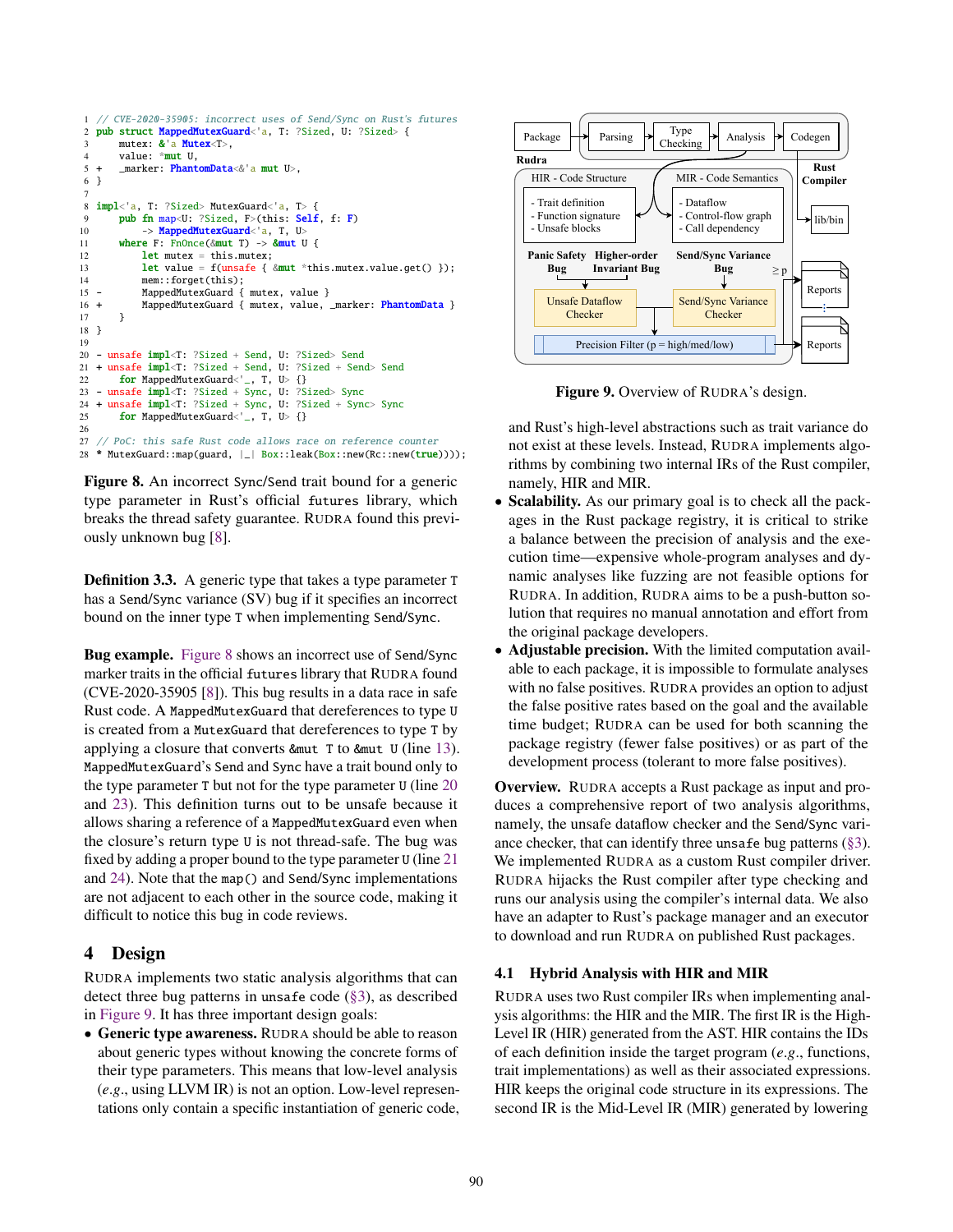```
 1   // CVE-2020-35905: incorrect uses of Send/Sync on Rust's futures
 2   pub struct MappedMutexGuard<'a, T: ?Sized, U: ?Sized> {
 3       mutex: &'a Mutex<T>,
 4       value: *mut U,
 5 +     _marker: PhantomData<&'a mut U>,
 6   }
 7
 8   impl<'a, T: ?Sized> MutexGuard<'a, T> {
 9       pub fn map<U: ?Sized, F>(this: Self, f: F)
10           -> MappedMutexGuard<'a, T, U>
11       where F: FnOnce(&mut T) -> &mut U {
12           let mutex = this.mutex;
13           let value = f(unsafe { &mut *this.mutex.value.get() });
14           mem::forget(this);
15 -         MappedMutexGuard { mutex, value }
16 +         MappedMutexGuard { mutex, value, _marker: PhantomData }
17       }
18   }
19
20 - unsafe impl<T: ?Sized + Send, U: ?Sized> Send
21 + unsafe impl<T: ?Sized + Send, U: ?Sized + Send> Send
22       for MappedMutexGuard<'_, T, U> {}
23 - unsafe impl<T: ?Sized + Sync, U: ?Sized> Sync
24 + unsafe impl<T: ?Sized + Sync, U: ?Sized + Sync> Sync
25       for MappedMutexGuard<'_, T, U> {}
26
27   // PoC: this safe Rust code allows race on reference counter
28 * MutexGuard::map(guard, |_| Box::leak(Box::new(Rc::new(true))));
```

**Figure 8.** An incorrect Sync/Send trait bound for a generic type parameter in Rust's official futures library, which breaks the thread safety guarantee. RUDRA found this previously unknown bug [8].

**Definition 3.3.** A generic type that takes a type parameter T has a Send/Sync variance (SV) bug if it specifies an incorrect bound on the inner type T when implementing Send/Sync.

**Bug example.** Figure 8 shows an incorrect use of Send/Sync marker traits in the official futures library that RUDRA found (CVE-2020-35905 [8]). This bug results in a data race in safe Rust code. A MappedMutexGuard that dereferences to type U is created from a MutexGuard that dereferences to type T by applying a closure that converts &mut T to &mut U (line 13). MappedMutexGuard's Send and Sync have a trait bound only to the type parameter T but not for the type parameter U (line 20 and 23). This definition turns out to be unsafe because it allows sharing a reference of a MappedMutexGuard even when the closure's return type U is not thread-safe. The bug was fixed by adding a proper bound to the type parameter U (line 21 and 24). Note that the map() and Send/Sync implementations are not adjacent to each other in the source code, making it difficult to notice this bug in code reviews.

## 4 Design

RUDRA implements two static analysis algorithms that can detect three bug patterns in unsafe code (§3), as described in Figure 9. It has three important design goals:

- **Generic type awareness.** RUDRA should be able to reason about generic types without knowing the concrete forms of their type parameters. This means that low-level analysis (*e.g.*, using LLVM IR) is not an option. Low-level representations only contain a specific instantiation of generic code, and Rust's high-level abstractions such as trait variance do not exist at these levels. Instead, RUDRA implements algorithms by combining two internal IRs of the Rust compiler, namely, HIR and MIR.
- **Scalability.** As our primary goal is to check all the packages in the Rust package registry, it is critical to strike a balance between the precision of analysis and the execution time—expensive whole-program analyses and dynamic analyses like fuzzing are not feasible options for RUDRA. In addition, RUDRA aims to be a push-button solution that requires no manual annotation and effort from the original package developers.
- **Adjustable precision.** With the limited computation available to each package, it is impossible to formulate analyses with no false positives. RUDRA provides an option to adjust the false positive rates based on the goal and the available time budget; RUDRA can be used for both scanning the package registry (fewer false positives) or as part of the development process (tolerant to more false positives).

**Figure 9.** Overview of RUDRA's design.

**Overview.** RUDRA accepts a Rust package as input and produces a comprehensive report of two analysis algorithms, namely, the unsafe dataflow checker and the Send/Sync variance checker, that can identify three unsafe bug patterns (§3). We implemented RUDRA as a custom Rust compiler driver. RUDRA hijacks the Rust compiler after type checking and runs our analysis using the compiler's internal data. We also have an adapter to Rust's package manager and an executor to download and run RUDRA on published Rust packages.

### 4.1 Hybrid Analysis with HIR and MIR

RUDRA uses two Rust compiler IRs when implementing analysis algorithms: the HIR and the MIR. The first IR is the High-Level IR (HIR) generated from the AST. HIR contains the IDs of each definition inside the target program (*e.g.*, functions, trait implementations) as well as their associated expressions. HIR keeps the original code structure in its expressions. The second IR is the Mid-Level IR (MIR) generated by lowering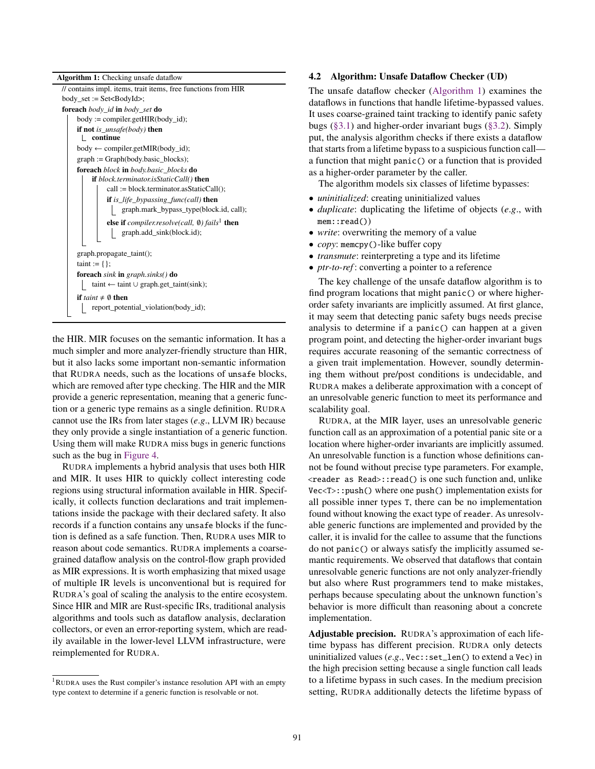**Algorithm 1:** Checking unsafe dataflow

```
// contains impl. items, trait items, free functions from HIR
body_set := Set<BodyId>;
foreach body_id in body_set do
    body := compiler.getHIR(body_id);
    if not is_unsafe(body) then
        continue
    body ← compiler.getMIR(body_id);
    graph := Graph(body.basic_blocks);
    foreach block in body.basic_blocks do
        if block.terminator.isStaticCall() then
            call := block.terminator.asStaticCall();
            if is_life_bypassing_func(call) then
                graph.mark_bypass_type(block.id, call);
            else if compiler.resolve(call, ∅) fails[1] then
                graph.add_sink(block.id);
    graph.propagate_taint();
    taint := {};
    foreach sink in graph.sinks() do
        taint ← taint ∪ graph.get_taint(sink);
    if taint ≠ ∅ then
        report_potential_violation(body_id);
```

the HIR. MIR focuses on the semantic information. It has a much simpler and more analyzer-friendly structure than HIR, but it also lacks some important non-semantic information that RUDRA needs, such as the locations of `unsafe` blocks, which are removed after type checking. The HIR and the MIR provide a generic representation, meaning that a generic function or a generic type remains as a single definition. RUDRA cannot use the IRs from later stages (*e.g.*, LLVM IR) because they only provide a single instantiation of a generic function. Using them will make RUDRA miss bugs in generic functions such as the bug in Figure 4.

RUDRA implements a hybrid analysis that uses both HIR and MIR. It uses HIR to quickly collect interesting code regions using structural information available in HIR. Specifically, it collects function declarations and trait implementations inside the package with their declared safety. It also records if a function contains any `unsafe` blocks if the function is defined as a safe function. Then, RUDRA uses MIR to reason about code semantics. RUDRA implements a coarse-grained dataflow analysis on the control-flow graph provided as MIR expressions. It is worth emphasizing that mixed usage of multiple IR levels is unconventional but is required for RUDRA's goal of scaling the analysis to the entire ecosystem. Since HIR and MIR are Rust-specific IRs, traditional analysis algorithms and tools such as dataflow analysis, declaration collectors, or even an error-reporting system, which are readily available in the lower-level LLVM infrastructure, were reimplemented for RUDRA.

[1] RUDRA uses the Rust compiler's instance resolution API with an empty type context to determine if a generic function is resolvable or not.

### 4.2 Algorithm: Unsafe Dataflow Checker (UD)

The unsafe dataflow checker (Algorithm 1) examines the dataflows in functions that handle lifetime-bypassed values. It uses coarse-grained taint tracking to identify panic safety bugs (§3.1) and higher-order invariant bugs (§3.2). Simply put, the analysis algorithm checks if there exists a dataflow that starts from a lifetime bypass to a suspicious function call—a function that might `panic()` or a function that is provided as a higher-order parameter by the caller.

The algorithm models six classes of lifetime bypasses:

- *uninitialized*: creating uninitialized values
- *duplicate*: duplicating the lifetime of objects (*e.g.*, with `mem::read()`)
- *write*: overwriting the memory of a value
- *copy*: `memcpy()`-like buffer copy
- *transmute*: reinterpreting a type and its lifetime
- *ptr-to-ref*: converting a pointer to a reference

The key challenge of the unsafe dataflow algorithm is to find program locations that might `panic()` or where higher-order safety invariants are implicitly assumed. At first glance, it may seem that detecting panic safety bugs needs precise analysis to determine if a `panic()` can happen at a given program point, and detecting the higher-order invariant bugs requires accurate reasoning of the semantic correctness of a given trait implementation. However, soundly determining them without pre/post conditions is undecidable, and RUDRA makes a deliberate approximation with a concept of an unresolvable generic function to meet its performance and scalability goal.

RUDRA, at the MIR layer, uses an unresolvable generic function call as an approximation of a potential panic site or a location where higher-order invariants are implicitly assumed. An unresolvable function is a function whose definitions cannot be found without precise type parameters. For example, `<reader as Read>::read()` is one such function and, unlike `Vec<T>::push()` where one `push()` implementation exists for all possible inner types `T`, there can be no implementation found without knowing the exact type of `reader`. As unresolvable generic functions are implemented and provided by the caller, it is invalid for the callee to assume that the functions do not `panic()` or always satisfy the implicitly assumed semantic requirements. We observed that dataflows that contain unresolvable generic functions are not only analyzer-friendly but also where Rust programmers tend to make mistakes, perhaps because speculating about the unknown function's behavior is more difficult than reasoning about a concrete implementation.

**Adjustable precision.** RUDRA's approximation of each lifetime bypass has different precision. RUDRA only detects uninitialized values (*e.g.*, `Vec::set_len()` to extend a `Vec`) in the high precision setting because a single function call leads to a lifetime bypass in such cases. In the medium precision setting, RUDRA additionally detects the lifetime bypass of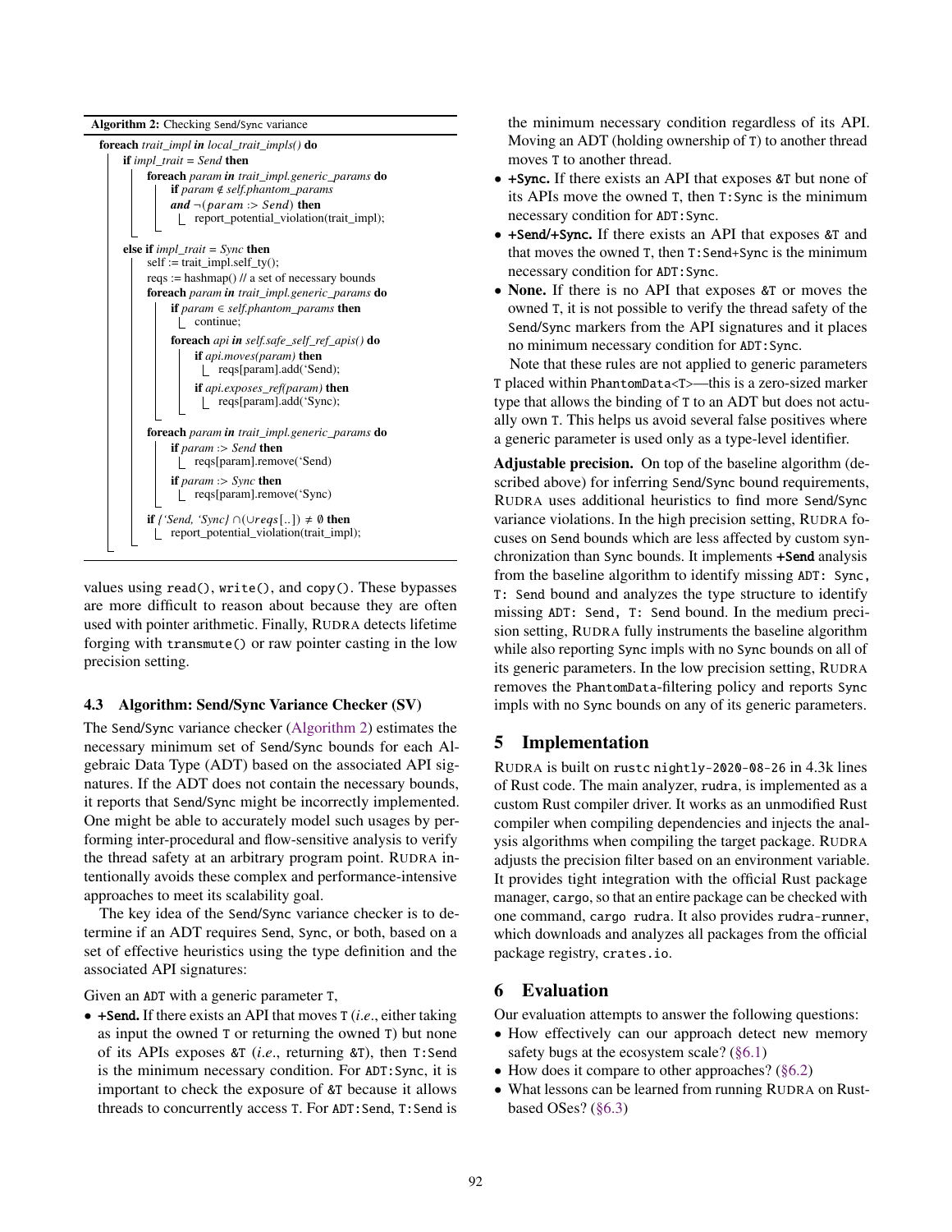**Algorithm 2:** Checking Send/Sync variance

```
foreach trait_impl in local_trait_impls() do
    if impl_trait = Send then
        foreach param in trait_impl.generic_params do
            if param ∉ self.phantom_params
            and ¬(param :> Send) then
                report_potential_violation(trait_impl);
    else if impl_trait = Sync then
        self := trait_impl.self_ty();
        reqs := hashmap() // a set of necessary bounds
        foreach param in trait_impl.generic_params do
            if param ∈ self.phantom_params then
                continue;
            foreach api in self.safe_self_ref_apis() do
                if api.moves(param) then
                    reqs[param].add('Send);
                if api.exposes_ref(param) then
                    reqs[param].add('Sync);
        foreach param in trait_impl.generic_params do
            if param :> Send then
                reqs[param].remove('Send)
            if param :> Sync then
                reqs[param].remove('Sync)
        if {'Send, 'Sync} ∩ (∪reqs[..]) ≠ ∅ then
            report_potential_violation(trait_impl);
```

values using `read()`, `write()`, and `copy()`. These bypasses are more difficult to reason about because they are often used with pointer arithmetic. Finally, Rudra detects lifetime forging with `transmute()` or raw pointer casting in the low precision setting.

### 4.3 Algorithm: Send/Sync Variance Checker (SV)

The Send/Sync variance checker (Algorithm 2) estimates the necessary minimum set of Send/Sync bounds for each Algebraic Data Type (ADT) based on the associated API signatures. If the ADT does not contain the necessary bounds, it reports that Send/Sync might be incorrectly implemented. One might be able to accurately model such usages by performing inter-procedural and flow-sensitive analysis to verify the thread safety at an arbitrary program point. Rudra intentionally avoids these complex and performance-intensive approaches to meet its scalability goal.

The key idea of the Send/Sync variance checker is to determine if an ADT requires Send, Sync, or both, based on a set of effective heuristics using the type definition and the associated API signatures:

Given an ADT with a generic parameter T,

- **+Send.** If there exists an API that moves T (*i.e.*, either taking as input the owned T or returning the owned T) but none of its APIs exposes &T (*i.e.*, returning &T), then T:Send is the minimum necessary condition. For ADT:Sync, it is important to check the exposure of &T because it allows threads to concurrently access T. For ADT:Send, T:Send is the minimum necessary condition regardless of its API. Moving an ADT (holding ownership of T) to another thread moves T to another thread.
- **+Sync.** If there exists an API that exposes &T but none of its APIs move the owned T, then T:Sync is the minimum necessary condition for ADT:Sync.
- **+Send/+Sync.** If there exists an API that exposes &T and that moves the owned T, then T:Send+Sync is the minimum necessary condition for ADT:Sync.
- **None.** If there is no API that exposes &T or moves the owned T, it is not possible to verify the thread safety of the Send/Sync markers from the API signatures and it places no minimum necessary condition for ADT:Sync.

Note that these rules are not applied to generic parameters T placed within PhantomData<T>—this is a zero-sized marker type that allows the binding of T to an ADT but does not actually own T. This helps us avoid several false positives where a generic parameter is used only as a type-level identifier.

**Adjustable precision.** On top of the baseline algorithm (described above) for inferring Send/Sync bound requirements, Rudra uses additional heuristics to find more Send/Sync variance violations. In the high precision setting, Rudra focuses on Send bounds which are less affected by custom synchronization than Sync bounds. It implements **+Send** analysis from the baseline algorithm to identify missing ADT: Sync, T: Send bound and analyzes the type structure to identify missing ADT: Send, T: Send bound. In the medium precision setting, Rudra fully instruments the baseline algorithm while also reporting Sync impls with no Sync bounds on all of its generic parameters. In the low precision setting, Rudra removes the PhantomData-filtering policy and reports Sync impls with no Sync bounds on any of its generic parameters.

## 5 Implementation

Rudra is built on rustc `nightly-2020-08-26` in 4.3k lines of Rust code. The main analyzer, `rudra`, is implemented as a custom Rust compiler driver. It works as an unmodified Rust compiler when compiling dependencies and injects the analysis algorithms when compiling the target package. Rudra adjusts the precision filter based on an environment variable. It provides tight integration with the official Rust package manager, `cargo`, so that an entire package can be checked with one command, `cargo rudra`. It also provides `rudra-runner`, which downloads and analyzes all packages from the official package registry, `crates.io`.

## 6 Evaluation

Our evaluation attempts to answer the following questions:

- How effectively can our approach detect new memory safety bugs at the ecosystem scale? (§6.1)
- How does it compare to other approaches? (§6.2)
- What lessons can be learned from running Rudra on Rust-based OSes? (§6.3)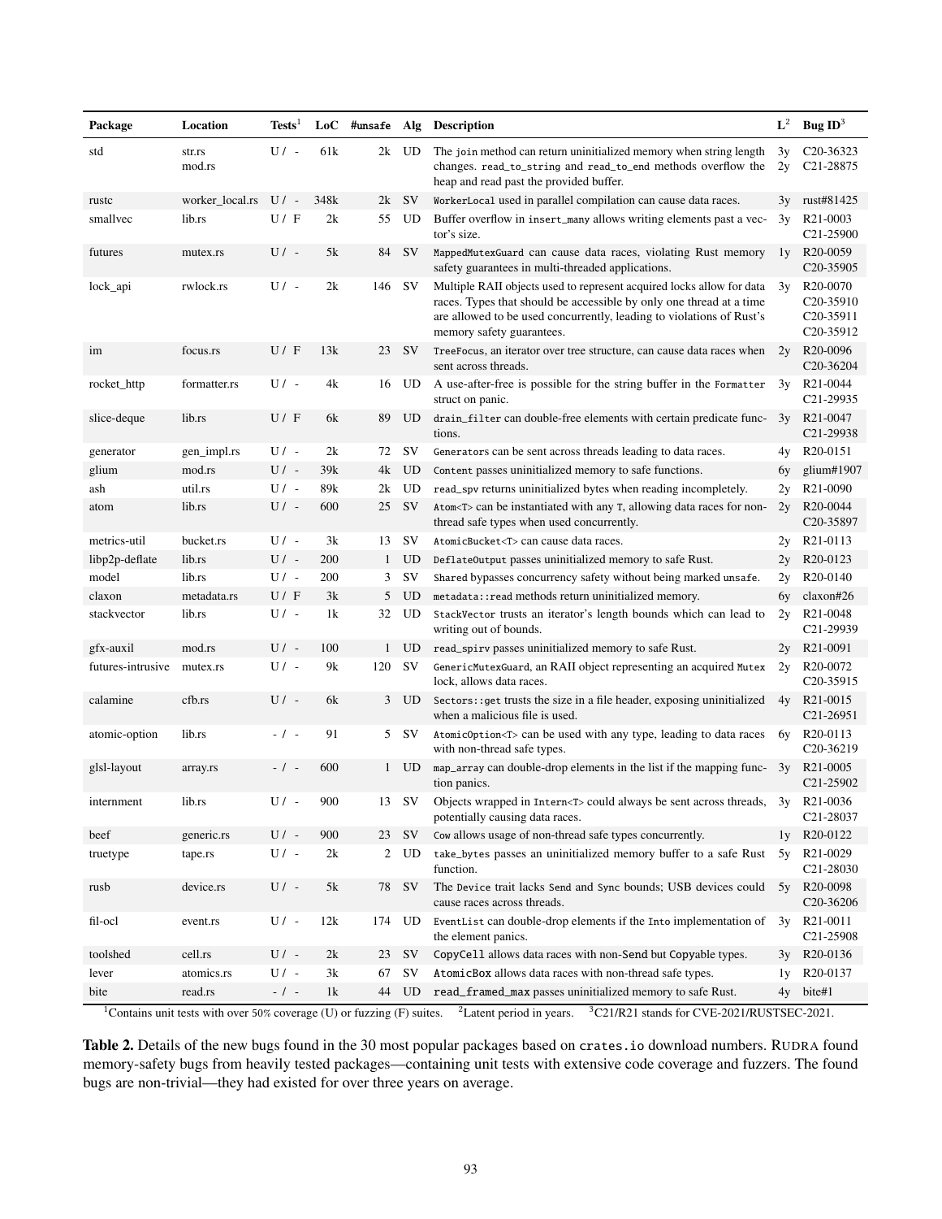| Package | Location | Tests[1] | LoC | #unsafe | Alg | Description | L[2] | Bug ID[3] |
|---|---|---|---|---|---|---|---|---|
| std | str.rs<br>mod.rs | U / - | 61k | 2k | UD | The join method can return uninitialized memory when string length changes. read_to_string and read_to_end methods overflow the heap and read past the provided buffer. | 3y<br>2y | C20-36323<br>C21-28875 |
| rustc | worker_local.rs | U / - | 348k | 2k | SV | WorkerLocal used in parallel compilation can cause data races. | 3y | rust#81425 |
| smallvec | lib.rs | U / F | 2k | 55 | UD | Buffer overflow in insert_many allows writing elements past a vector's size. | 3y | R21-0003<br>C21-25900 |
| futures | mutex.rs | U / - | 5k | 84 | SV | MappedMutexGuard can cause data races, violating Rust memory safety guarantees in multi-threaded applications. | 1y | R20-0059<br>C20-35905 |
| lock_api | rwlock.rs | U / - | 2k | 146 | SV | Multiple RAII objects used to represent acquired locks allow for data races. Types that should be accessible by only one thread at a time are allowed to be used concurrently, leading to violations of Rust's memory safety guarantees. | 3y | R20-0070<br>C20-35910<br>C20-35911<br>C20-35912 |
| im | focus.rs | U / F | 13k | 23 | SV | TreeFocus, an iterator over tree structure, can cause data races when sent across threads. | 2y | R20-0096<br>C20-36204 |
| rocket_http | formatter.rs | U / - | 4k | 16 | UD | A use-after-free is possible for the string buffer in the Formatter struct on panic. | 3y | R21-0044<br>C21-29935 |
| slice-deque | lib.rs | U / F | 6k | 89 | UD | drain_filter can double-free elements with certain predicate functions. | 3y | R21-0047<br>C21-29938 |
| generator | gen_impl.rs | U / - | 2k | 72 | SV | Generators can be sent across threads leading to data races. | 4y | R20-0151 |
| glium | mod.rs | U / - | 39k | 4k | UD | Content passes uninitialized memory to safe functions. | 6y | glium#1907 |
| ash | util.rs | U / - | 89k | 2k | UD | read_spv returns uninitialized bytes when reading incompletely. | 2y | R21-0090 |
| atom | lib.rs | U / - | 600 | 25 | SV | Atom<T> can be instantiated with any T, allowing data races for non-thread safe types when used concurrently. | 2y | R20-0044<br>C20-35897 |
| metrics-util | bucket.rs | U / - | 3k | 13 | SV | AtomicBucket<T> can cause data races. | 2y | R21-0113 |
| libp2p-deflate | lib.rs | U / - | 200 | 1 | UD | DeflateOutput passes uninitialized memory to safe Rust. | 2y | R20-0123 |
| model | lib.rs | U / - | 200 | 3 | SV | Shared bypasses concurrency safety without being marked unsafe. | 2y | R20-0140 |
| claxon | metadata.rs | U / F | 3k | 5 | UD | metadata::read methods return uninitialized memory. | 6y | claxon#26 |
| stackvector | lib.rs | U / - | 1k | 32 | UD | StackVector trusts an iterator's length bounds which can lead to writing out of bounds. | 2y | R21-0048<br>C21-29939 |
| gfx-auxil | mod.rs | U / - | 100 | 1 | UD | read_spirv passes uninitialized memory to safe Rust. | 2y | R21-0091 |
| futures-intrusive | mutex.rs | U / - | 9k | 120 | SV | GenericMutexGuard, an RAII object representing an acquired Mutex lock, allows data races. | 2y | R20-0072<br>C20-35915 |
| calamine | cfb.rs | U / - | 6k | 3 | UD | Sectors::get trusts the size in a file header, exposing uninitialized when a malicious file is used. | 4y | R21-0015<br>C21-26951 |
| atomic-option | lib.rs | - / - | 91 | 5 | SV | AtomicOption<T> can be used with any type, leading to data races with non-thread safe types. | 6y | R20-0113<br>C20-36219 |
| glsl-layout | array.rs | - / - | 600 | 1 | UD | map_array can double-drop elements in the list if the mapping function panics. | 3y | R21-0005<br>C21-25902 |
| internment | lib.rs | U / - | 900 | 13 | SV | Objects wrapped in Intern<T> could always be sent across threads, potentially causing data races. | 3y | R21-0036<br>C21-28037 |
| beef | generic.rs | U / - | 900 | 23 | SV | Cow allows usage of non-thread safe types concurrently. | 1y | R20-0122 |
| truetype | tape.rs | U / - | 2k | 2 | UD | take_bytes passes an uninitialized memory buffer to a safe Rust function. | 5y | R21-0029<br>C21-28030 |
| rusb | device.rs | U / - | 5k | 78 | SV | The Device trait lacks Send and Sync bounds; USB devices could cause races across threads. | 5y | R20-0098<br>C20-36206 |
| fil-ocl | event.rs | U / - | 12k | 174 | UD | EventList can double-drop elements if the Into implementation of the element panics. | 3y | R21-0011<br>C21-25908 |
| toolshed | cell.rs | U / - | 2k | 23 | SV | CopyCell allows data races with non-Send but Copyable types. | 3y | R20-0136 |
| lever | atomics.rs | U / - | 3k | 67 | SV | AtomicBox allows data races with non-thread safe types. | 1y | R20-0137 |
| bite | read.rs | - / - | 1k | 44 | UD | read_framed_max passes uninitialized memory to safe Rust. | 4y | bite#1 |

[1]Contains unit tests with over 50% coverage (U) or fuzzing (F) suites. [2]Latent period in years. [3]C21/R21 stands for CVE-2021/RUSTSEC-2021.

**Table 2.** Details of the new bugs found in the 30 most popular packages based on crates.io download numbers. RUDRA found memory-safety bugs from heavily tested packages—containing unit tests with extensive code coverage and fuzzers. The found bugs are non-trivial—they had existed for over three years on average.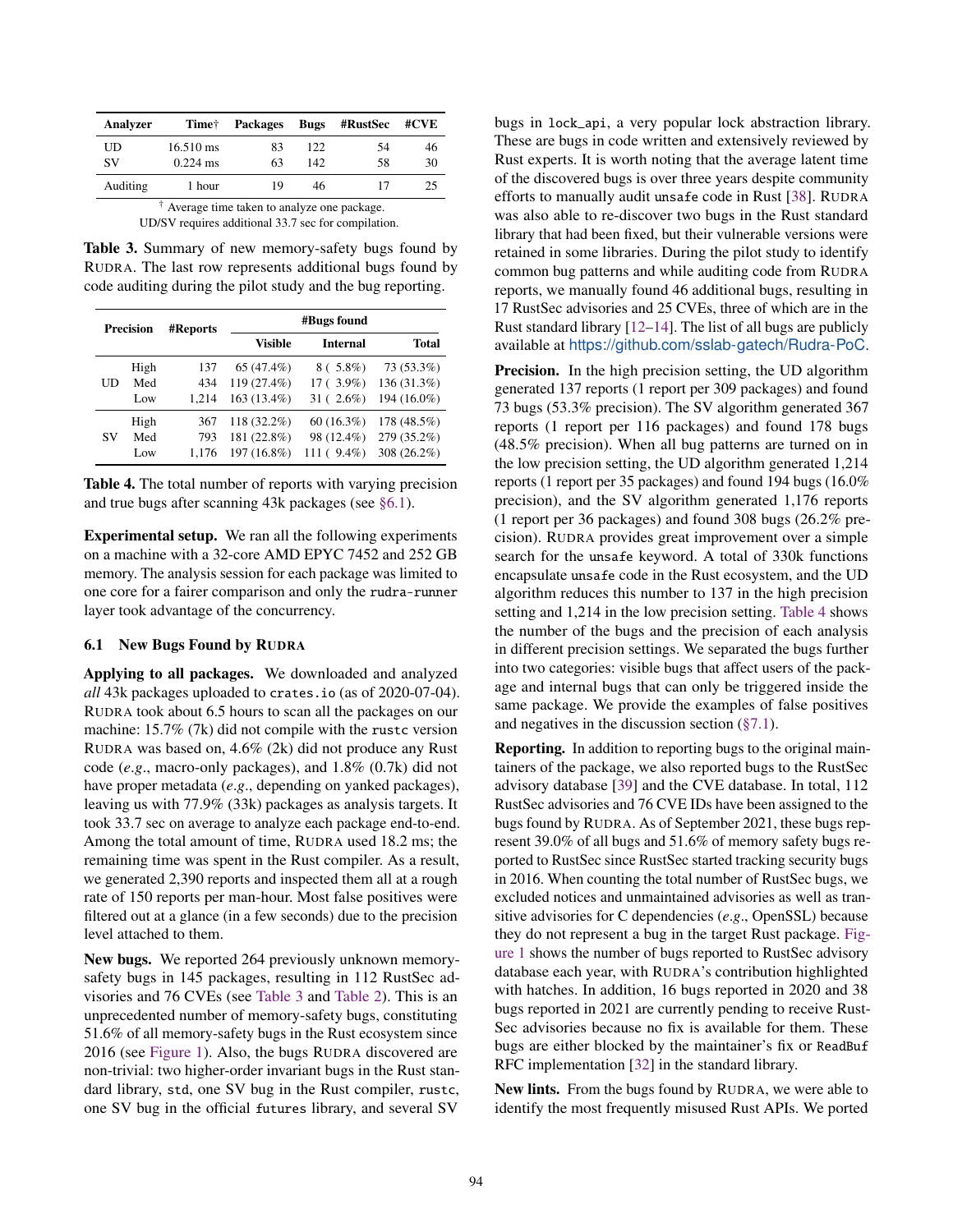| Analyzer | Time† | Packages | Bugs | #RustSec | #CVE |
|---|---|---|---|---|---|
| UD | 16.510 ms | 83 | 122 | 54 | 46 |
| SV | 0.224 ms | 63 | 142 | 58 | 30 |
| Auditing | 1 hour | 19 | 46 | 17 | 25 |

† Average time taken to analyze one package.
UD/SV requires additional 33.7 sec for compilation.

**Table 3.** Summary of new memory-safety bugs found by RUDRA. The last row represents additional bugs found by code auditing during the pilot study and the bug reporting.

| Precision | | #Reports | #Bugs found | | |
|---|---|---|---|---|---|
| | | | Visible | Internal | Total |
| UD | High | 137 | 65 (47.4%) | 8 ( 5.8%) | 73 (53.3%) |
| | Med | 434 | 119 (27.4%) | 17 ( 3.9%) | 136 (31.3%) |
| | Low | 1,214 | 163 (13.4%) | 31 ( 2.6%) | 194 (16.0%) |
| SV | High | 367 | 118 (32.2%) | 60 (16.3%) | 178 (48.5%) |
| | Med | 793 | 181 (22.8%) | 98 (12.4%) | 279 (35.2%) |
| | Low | 1,176 | 197 (16.8%) | 111 ( 9.4%) | 308 (26.2%) |

**Table 4.** The total number of reports with varying precision and true bugs after scanning 43k packages (see §6.1).

**Experimental setup.** We ran all the following experiments on a machine with a 32-core AMD EPYC 7452 and 252 GB memory. The analysis session for each package was limited to one core for a fairer comparison and only the `rudra-runner` layer took advantage of the concurrency.

### 6.1 New Bugs Found by RUDRA

**Applying to all packages.** We downloaded and analyzed *all* 43k packages uploaded to `crates.io` (as of 2020-07-04). RUDRA took about 6.5 hours to scan all the packages on our machine: 15.7% (7k) did not compile with the `rustc` version RUDRA was based on, 4.6% (2k) did not produce any Rust code (*e.g*., macro-only packages), and 1.8% (0.7k) did not have proper metadata (*e.g*., depending on yanked packages), leaving us with 77.9% (33k) packages as analysis targets. It took 33.7 sec on average to analyze each package end-to-end. Among the total amount of time, RUDRA used 18.2 ms; the remaining time was spent in the Rust compiler. As a result, we generated 2,390 reports and inspected them all at a rough rate of 150 reports per man-hour. Most false positives were filtered out at a glance (in a few seconds) due to the precision level attached to them.

**New bugs.** We reported 264 previously unknown memory-safety bugs in 145 packages, resulting in 112 RustSec advisories and 76 CVEs (see Table 3 and Table 2). This is an unprecedented number of memory-safety bugs, constituting 51.6% of all memory-safety bugs in the Rust ecosystem since 2016 (see Figure 1). Also, the bugs RUDRA discovered are non-trivial: two higher-order invariant bugs in the Rust standard library, `std`, one SV bug in the Rust compiler, `rustc`, one SV bug in the official `futures` library, and several SV bugs in `lock_api`, a very popular lock abstraction library. These are bugs in code written and extensively reviewed by Rust experts. It is worth noting that the average latent time of the discovered bugs is over three years despite community efforts to manually audit `unsafe` code in Rust [38]. RUDRA was also able to re-discover two bugs in the Rust standard library that had been fixed, but their vulnerable versions were retained in some libraries. During the pilot study to identify common bug patterns and while auditing code from RUDRA reports, we manually found 46 additional bugs, resulting in 17 RustSec advisories and 25 CVEs, three of which are in the Rust standard library [12–14]. The list of all bugs are publicly available at https://github.com/sslab-gatech/Rudra-PoC.

**Precision.** In the high precision setting, the UD algorithm generated 137 reports (1 report per 309 packages) and found 73 bugs (53.3% precision). The SV algorithm generated 367 reports (1 report per 116 packages) and found 178 bugs (48.5% precision). When all bug patterns are turned on in the low precision setting, the UD algorithm generated 1,214 reports (1 report per 35 packages) and found 194 bugs (16.0% precision), and the SV algorithm generated 1,176 reports (1 report per 36 packages) and found 308 bugs (26.2% precision). RUDRA provides great improvement over a simple search for the `unsafe` keyword. A total of 330k functions encapsulate `unsafe` code in the Rust ecosystem, and the UD algorithm reduces this number to 137 in the high precision setting and 1,214 in the low precision setting. Table 4 shows the number of the bugs and the precision of each analysis in different precision settings. We separated the bugs further into two categories: visible bugs that affect users of the package and internal bugs that can only be triggered inside the same package. We provide the examples of false positives and negatives in the discussion section (§7.1).

**Reporting.** In addition to reporting bugs to the original maintainers of the package, we also reported bugs to the RustSec advisory database [39] and the CVE database. In total, 112 RustSec advisories and 76 CVE IDs have been assigned to the bugs found by RUDRA. As of September 2021, these bugs represent 39.0% of all bugs and 51.6% of memory safety bugs reported to RustSec since RustSec started tracking security bugs in 2016. When counting the total number of RustSec bugs, we excluded notices and unmaintained advisories as well as transitive advisories for C dependencies (*e.g*., OpenSSL) because they do not represent a bug in the target Rust package. Figure 1 shows the number of bugs reported to RustSec advisory database each year, with RUDRA's contribution highlighted with hatches. In addition, 16 bugs reported in 2020 and 38 bugs reported in 2021 are currently pending to receive RustSec advisories because no fix is available for them. These bugs are either blocked by the maintainer's fix or `ReadBuf` RFC implementation [32] in the standard library.

**New lints.** From the bugs found by RUDRA, we were able to identify the most frequently misused Rust APIs. We ported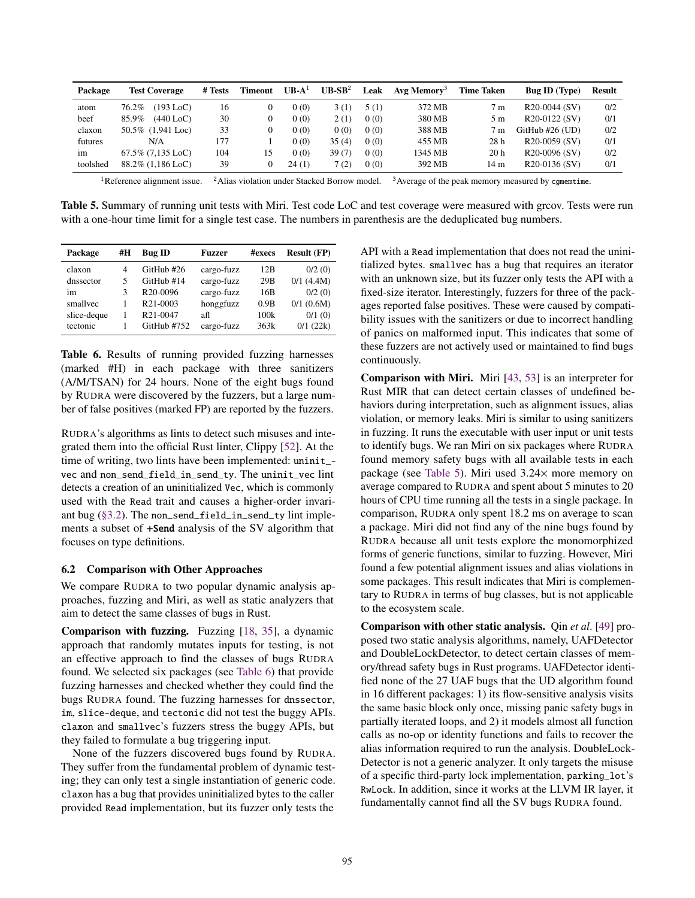| Package | Test Coverage | # Tests | Timeout | UB-A[1] | UB-SB[2] | Leak | Avg Memory[3] | Time Taken | Bug ID (Type) | Result |
|---|---|---|---|---|---|---|---|---|---|---|
| atom | 76.2% (193 LoC) | 16 | 0 | 0 (0) | 3 (1) | 5 (1) | 372 MB | 7 m | R20-0044 (SV) | 0/2 |
| beef | 85.9% (440 LoC) | 30 | 0 | 0 (0) | 2 (1) | 0 (0) | 380 MB | 5 m | R20-0122 (SV) | 0/1 |
| claxon | 50.5% (1,941 Loc) | 33 | 0 | 0 (0) | 0 (0) | 0 (0) | 388 MB | 7 m | GitHub #26 (UD) | 0/2 |
| futures | N/A | 177 | 1 | 0 (0) | 35 (4) | 0 (0) | 455 MB | 28 h | R20-0059 (SV) | 0/1 |
| im | 67.5% (7,135 LoC) | 104 | 15 | 0 (0) | 39 (7) | 0 (0) | 1345 MB | 20 h | R20-0096 (SV) | 0/2 |
| toolshed | 88.2% (1,186 LoC) | 39 | 0 | 24 (1) | 7 (2) | 0 (0) | 392 MB | 14 m | R20-0136 (SV) | 0/1 |

[1]Reference alignment issue. [2]Alias violation under Stacked Borrow model. [3]Average of the peak memory measured by `cgmemtime`.

**Table 5.** Summary of running unit tests with Miri. Test code LoC and test coverage were measured with grcov. Tests were run with a one-hour time limit for a single test case. The numbers in parenthesis are the deduplicated bug numbers.

| Package | #H | Bug ID | Fuzzer | #execs | Result (FP) |
|---|---|---|---|---|---|
| claxon | 4 | GitHub #26 | cargo-fuzz | 12B | 0/2 (0) |
| dnssector | 5 | GitHub #14 | cargo-fuzz | 29B | 0/1 (4.4M) |
| im | 3 | R20-0096 | cargo-fuzz | 16B | 0/2 (0) |
| smallvec | 1 | R21-0003 | honggfuzz | 0.9B | 0/1 (0.6M) |
| slice-deque | 1 | R21-0047 | afl | 100k | 0/1 (0) |
| tectonic | 1 | GitHub #752 | cargo-fuzz | 363k | 0/1 (22k) |

**Table 6.** Results of running provided fuzzing harnesses (marked #H) in each package with three sanitizers (A/M/TSAN) for 24 hours. None of the eight bugs found by RUDRA were discovered by the fuzzers, but a large number of false positives (marked FP) are reported by the fuzzers.

RUDRA's algorithms as lints to detect such misuses and integrated them into the official Rust linter, Clippy [52]. At the time of writing, two lints have been implemented: `uninit_vec` and `non_send_field_in_send_ty`. The `uninit_vec` lint detects a creation of an uninitialized `Vec`, which is commonly used with the `Read` trait and causes a higher-order invariant bug (§3.2). The `non_send_field_in_send_ty` lint implements a subset of **+Send** analysis of the SV algorithm that focuses on type definitions.

### 6.2 Comparison with Other Approaches

We compare RUDRA to two popular dynamic analysis approaches, fuzzing and Miri, as well as static analyzers that aim to detect the same classes of bugs in Rust.

**Comparison with fuzzing.** Fuzzing [18, 35], a dynamic approach that randomly mutates inputs for testing, is not an effective approach to find the classes of bugs RUDRA found. We selected six packages (see Table 6) that provide fuzzing harnesses and checked whether they could find the bugs RUDRA found. The fuzzing harnesses for `dnssector`, `im`, `slice-deque`, and `tectonic` did not test the buggy APIs. `claxon` and `smallvec`'s fuzzers stress the buggy APIs, but they failed to formulate a bug triggering input.

None of the fuzzers discovered bugs found by RUDRA. They suffer from the fundamental problem of dynamic testing; they can only test a single instantiation of generic code. `claxon` has a bug that provides uninitialized bytes to the caller provided `Read` implementation, but its fuzzer only tests the API with a `Read` implementation that does not read the uninitialized bytes. `smallvec` has a bug that requires an iterator with an unknown size, but its fuzzer only tests the API with a fixed-size iterator. Interestingly, fuzzers for three of the packages reported false positives. These were caused by compatibility issues with the sanitizers or due to incorrect handling of panics on malformed input. This indicates that some of these fuzzers are not actively used or maintained to find bugs continuously.

**Comparison with Miri.** Miri [43, 53] is an interpreter for Rust MIR that can detect certain classes of undefined behaviors during interpretation, such as alignment issues, alias violation, or memory leaks. Miri is similar to using sanitizers in fuzzing. It runs the executable with user input or unit tests to identify bugs. We ran Miri on six packages where RUDRA found memory safety bugs with all available tests in each package (see Table 5). Miri used 3.24× more memory on average compared to RUDRA and spent about 5 minutes to 20 hours of CPU time running all the tests in a single package. In comparison, RUDRA only spent 18.2 ms on average to scan a package. Miri did not find any of the nine bugs found by RUDRA because all unit tests explore the monomorphized forms of generic functions, similar to fuzzing. However, Miri found a few potential alignment issues and alias violations in some packages. This result indicates that Miri is complementary to RUDRA in terms of bug classes, but is not applicable to the ecosystem scale.

**Comparison with other static analysis.** Qin *et al.* [49] proposed two static analysis algorithms, namely, UAFDetector and DoubleLockDetector, to detect certain classes of memory/thread safety bugs in Rust programs. UAFDetector identified none of the 27 UAF bugs that the UD algorithm found in 16 different packages: 1) its flow-sensitive analysis visits the same basic block only once, missing panic safety bugs in partially iterated loops, and 2) it models almost all function calls as no-op or identity functions and fails to recover the alias information required to run the analysis. DoubleLockDetector is not a generic analyzer. It only targets the misuse of a specific third-party lock implementation, `parking_lot`'s `RwLock`. In addition, since it works at the LLVM IR layer, it fundamentally cannot find all the SV bugs RUDRA found.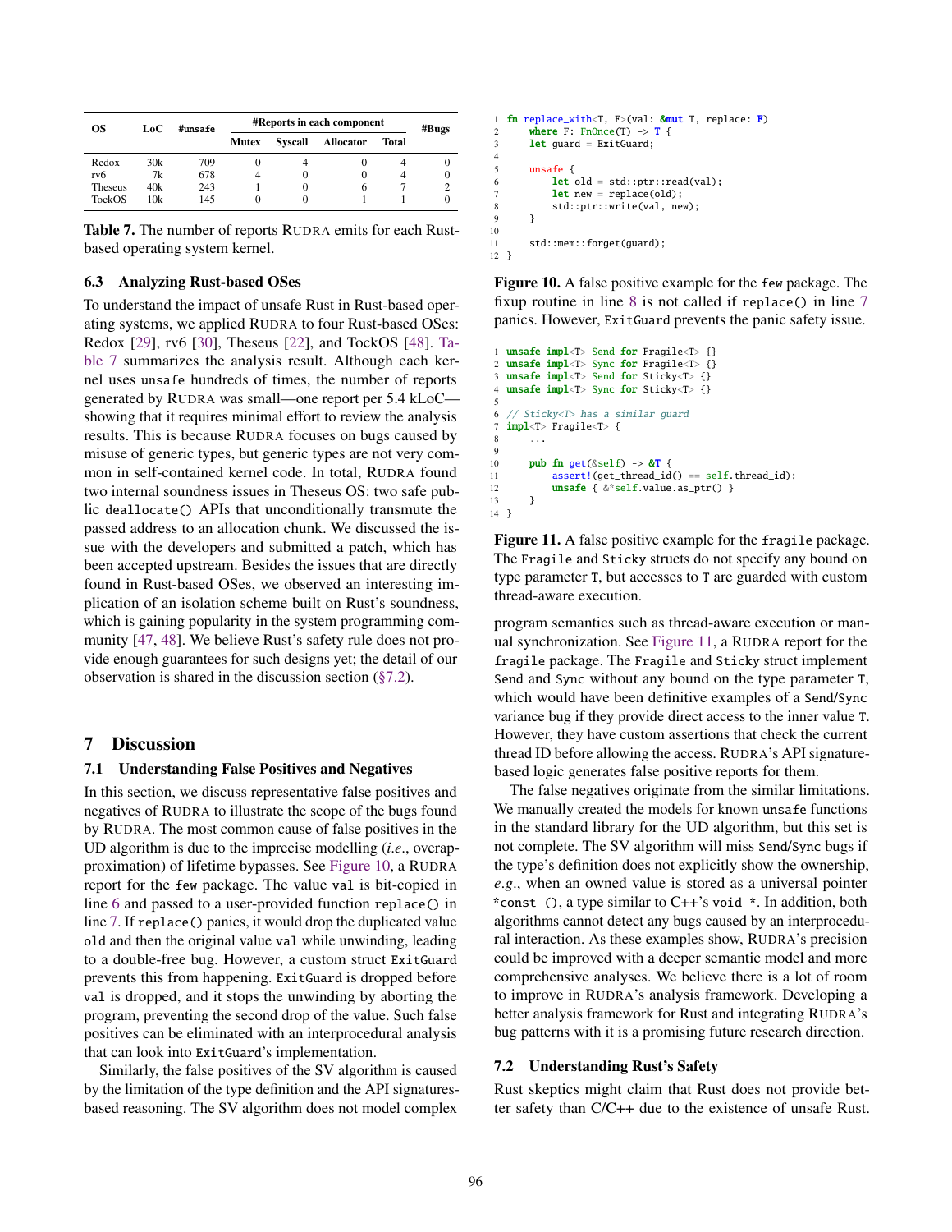| OS | LoC | #unsafe | #Reports in each component | | | | #Bugs |
|---|---|---|---|---|---|---|---|
| | | | Mutex | Syscall | Allocator | Total | |
| Redox | 30k | 709 | 0 | 4 | 0 | 4 | 0 |
| rv6 | 7k | 678 | 4 | 0 | 0 | 4 | 0 |
| Theseus | 40k | 243 | 1 | 0 | 6 | 7 | 2 |
| TockOS | 10k | 145 | 0 | 0 | 1 | 1 | 0 |

**Table 7.** The number of reports RUDRA emits for each Rust-based operating system kernel.

### 6.3 Analyzing Rust-based OSes

To understand the impact of unsafe Rust in Rust-based operating systems, we applied RUDRA to four Rust-based OSes: Redox [29], rv6 [30], Theseus [22], and TockOS [48]. Table 7 summarizes the analysis result. Although each kernel uses `unsafe` hundreds of times, the number of reports generated by RUDRA was small—one report per 5.4 kLoC—showing that it requires minimal effort to review the analysis results. This is because RUDRA focuses on bugs caused by misuse of generic types, but generic types are not very common in self-contained kernel code. In total, RUDRA found two internal soundness issues in Theseus OS: two safe public `deallocate()` APIs that unconditionally transmute the passed address to an allocation chunk. We discussed the issue with the developers and submitted a patch, which has been accepted upstream. Besides the issues that are directly found in Rust-based OSes, we observed an interesting implication of an isolation scheme built on Rust's soundness, which is gaining popularity in the system programming community [47, 48]. We believe Rust's safety rule does not provide enough guarantees for such designs yet; the detail of our observation is shared in the discussion section (§7.2).

## 7 Discussion

### 7.1 Understanding False Positives and Negatives

In this section, we discuss representative false positives and negatives of RUDRA to illustrate the scope of the bugs found by RUDRA. The most common cause of false positives in the UD algorithm is due to the imprecise modelling (*i.e.*, overapproximation) of lifetime bypasses. See Figure 10, a RUDRA report for the `few` package. The value `val` is bit-copied in line 6 and passed to a user-provided function `replace()` in line 7. If `replace()` panics, it would drop the duplicated value `old` and then the original value `val` while unwinding, leading to a double-free bug. However, a custom struct `ExitGuard` prevents this from happening. `ExitGuard` is dropped before `val` is dropped, and it stops the unwinding by aborting the program, preventing the second drop of the value. Such false positives can be eliminated with an interprocedural analysis that can look into `ExitGuard`'s implementation.

Similarly, the false positives of the SV algorithm is caused by the limitation of the type definition and the API signatures-based reasoning. The SV algorithm does not model complex

```
1  fn replace_with<T, F>(val: &mut T, replace: F)
2      where F: FnOnce(T) -> T {
3      let guard = ExitGuard;
4
5      unsafe {
6          let old = std::ptr::read(val);
7          let new = replace(old);
8          std::ptr::write(val, new);
9      }
10
11     std::mem::forget(guard);
12 }
```

**Figure 10.** A false positive example for the `few` package. The fixup routine in line 8 is not called if `replace()` in line 7 panics. However, `ExitGuard` prevents the panic safety issue.

```
1  unsafe impl<T> Send for Fragile<T> {}
2  unsafe impl<T> Sync for Fragile<T> {}
3  unsafe impl<T> Send for Sticky<T> {}
4  unsafe impl<T> Sync for Sticky<T> {}
5
6  // Sticky<T> has a similar guard
7  impl<T> Fragile<T> {
8      ...
9
10     pub fn get(&self) -> &T {
11         assert!(get_thread_id() == self.thread_id);
12         unsafe { &*self.value.as_ptr() }
13     }
14 }
```

**Figure 11.** A false positive example for the `fragile` package. The `Fragile` and `Sticky` structs do not specify any bound on type parameter `T`, but accesses to `T` are guarded with custom thread-aware execution.

program semantics such as thread-aware execution or manual synchronization. See Figure 11, a RUDRA report for the `fragile` package. The `Fragile` and `Sticky` struct implement `Send` and `Sync` without any bound on the type parameter `T`, which would have been definitive examples of a `Send`/`Sync` variance bug if they provide direct access to the inner value `T`. However, they have custom assertions that check the current thread ID before allowing the access. RUDRA's API signature-based logic generates false positive reports for them.

The false negatives originate from the similar limitations. We manually created the models for known `unsafe` functions in the standard library for the UD algorithm, but this set is not complete. The SV algorithm will miss `Send`/`Sync` bugs if the type's definition does not explicitly show the ownership, *e.g.*, when an owned value is stored as a universal pointer `*const ()`, a type similar to C++'s `void *`. In addition, both algorithms cannot detect any bugs caused by an interprocedural interaction. As these examples show, RUDRA's precision could be improved with a deeper semantic model and more comprehensive analyses. We believe there is a lot of room to improve in RUDRA's analysis framework. Developing a better analysis framework for Rust and integrating RUDRA's bug patterns with it is a promising future research direction.

### 7.2 Understanding Rust's Safety

Rust skeptics might claim that Rust does not provide better safety than C/C++ due to the existence of unsafe Rust.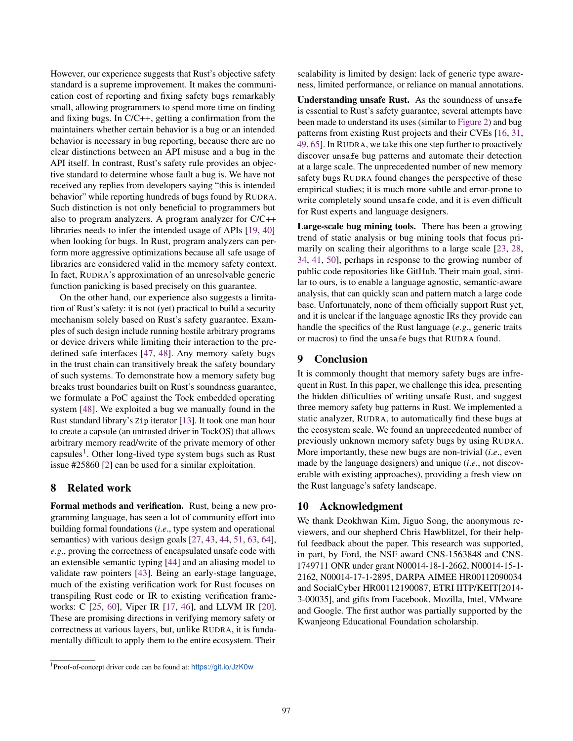However, our experience suggests that Rust's objective safety standard is a supreme improvement. It makes the communication cost of reporting and fixing safety bugs remarkably small, allowing programmers to spend more time on finding and fixing bugs. In C/C++, getting a confirmation from the maintainers whether certain behavior is a bug or an intended behavior is necessary in bug reporting, because there are no clear distinctions between an API misuse and a bug in the API itself. In contrast, Rust's safety rule provides an objective standard to determine whose fault a bug is. We have not received any replies from developers saying "this is intended behavior" while reporting hundreds of bugs found by RUDRA. Such distinction is not only beneficial to programmers but also to program analyzers. A program analyzer for C/C++ libraries needs to infer the intended usage of APIs [19, 40] when looking for bugs. In Rust, program analyzers can perform more aggressive optimizations because all safe usage of libraries are considered valid in the memory safety context. In fact, RUDRA's approximation of an unresolvable generic function panicking is based precisely on this guarantee.

On the other hand, our experience also suggests a limitation of Rust's safety: it is not (yet) practical to build a security mechanism solely based on Rust's safety guarantee. Examples of such design include running hostile arbitrary programs or device drivers while limiting their interaction to the predefined safe interfaces [47, 48]. Any memory safety bugs in the trust chain can transitively break the safety boundary of such systems. To demonstrate how a memory safety bug breaks trust boundaries built on Rust's soundness guarantee, we formulate a PoC against the Tock embedded operating system [48]. We exploited a bug we manually found in the Rust standard library's `Zip` iterator [13]. It took one man hour to create a capsule (an untrusted driver in TockOS) that allows arbitrary memory read/write of the private memory of other capsules[1]. Other long-lived type system bugs such as Rust issue #25860 [2] can be used for a similar exploitation.

## 8 Related work

**Formal methods and verification.** Rust, being a new programming language, has seen a lot of community effort into building formal foundations (*i.e.*, type system and operational semantics) with various design goals [27, 43, 44, 51, 63, 64], *e.g.*, proving the correctness of encapsulated unsafe code with an extensible semantic typing [44] and an aliasing model to validate raw pointers [43]. Being an early-stage language, much of the existing verification work for Rust focuses on transpiling Rust code or IR to existing verification frameworks: C [25, 60], Viper IR [17, 46], and LLVM IR [20]. These are promising directions in verifying memory safety or correctness at various layers, but, unlike RUDRA, it is fundamentally difficult to apply them to the entire ecosystem. Their scalability is limited by design: lack of generic type awareness, limited performance, or reliance on manual annotations.

**Understanding unsafe Rust.** As the soundness of `unsafe` is essential to Rust's safety guarantee, several attempts have been made to understand its uses (similar to Figure 2) and bug patterns from existing Rust projects and their CVEs [16, 31, 49, 65]. In RUDRA, we take this one step further to proactively discover `unsafe` bug patterns and automate their detection at a large scale. The unprecedented number of new memory safety bugs RUDRA found changes the perspective of these empirical studies; it is much more subtle and error-prone to write completely sound `unsafe` code, and it is even difficult for Rust experts and language designers.

**Large-scale bug mining tools.** There has been a growing trend of static analysis or bug mining tools that focus primarily on scaling their algorithms to a large scale [23, 28, 34, 41, 50], perhaps in response to the growing number of public code repositories like GitHub. Their main goal, similar to ours, is to enable a language agnostic, semantic-aware analysis, that can quickly scan and pattern match a large code base. Unfortunately, none of them officially support Rust yet, and it is unclear if the language agnostic IRs they provide can handle the specifics of the Rust language (*e.g.*, generic traits or macros) to find the `unsafe` bugs that RUDRA found.

## 9 Conclusion

It is commonly thought that memory safety bugs are infrequent in Rust. In this paper, we challenge this idea, presenting the hidden difficulties of writing unsafe Rust, and suggest three memory safety bug patterns in Rust. We implemented a static analyzer, RUDRA, to automatically find these bugs at the ecosystem scale. We found an unprecedented number of previously unknown memory safety bugs by using RUDRA. More importantly, these new bugs are non-trivial (*i.e.*, even made by the language designers) and unique (*i.e.*, not discoverable with existing approaches), providing a fresh view on the Rust language's safety landscape.

## 10 Acknowledgment

We thank Deokhwan Kim, Jiguo Song, the anonymous reviewers, and our shepherd Chris Hawblitzel, for their helpful feedback about the paper. This research was supported, in part, by Ford, the NSF award CNS-1563848 and CNS-1749711 ONR under grant N00014-18-1-2662, N00014-15-1-2162, N00014-17-1-2895, DARPA AIMEE HR00112090034 and SocialCyber HR00112190087, ETRI IITP/KEIT[2014-3-00035], and gifts from Facebook, Mozilla, Intel, VMware and Google. The first author was partially supported by the Kwanjeong Educational Foundation scholarship.

[1] Proof-of-concept driver code can be found at: https://git.io/JzK0w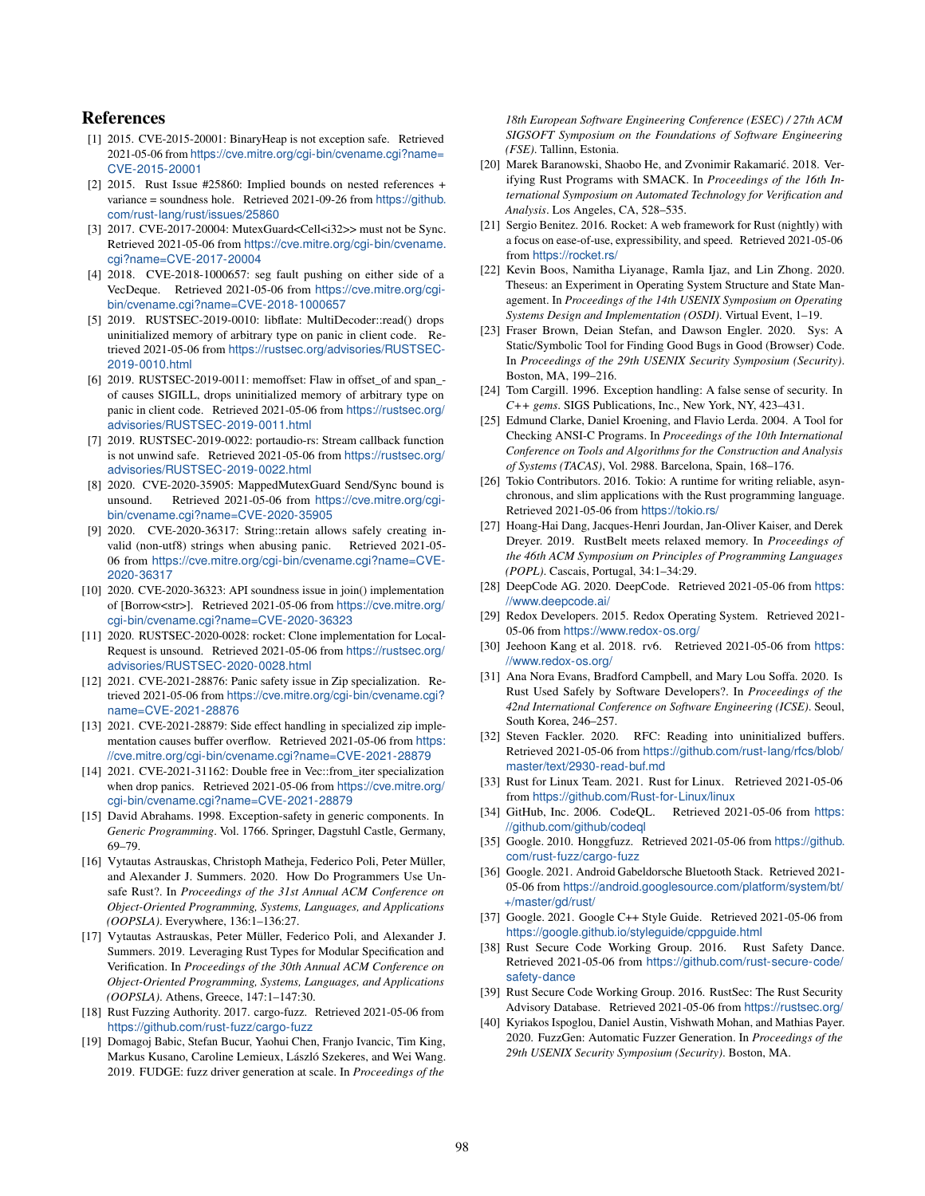## References

[1] 2015. CVE-2015-20001: BinaryHeap is not exception safe. Retrieved 2021-05-06 from https://cve.mitre.org/cgi-bin/cvename.cgi?name=CVE-2015-20001

[2] 2015. Rust Issue #25860: Implied bounds on nested references + variance = soundness hole. Retrieved 2021-09-26 from https://github.com/rust-lang/rust/issues/25860

[3] 2017. CVE-2017-20004: MutexGuard<Cell<i32>> must not be Sync. Retrieved 2021-05-06 from https://cve.mitre.org/cgi-bin/cvename.cgi?name=CVE-2017-20004

[4] 2018. CVE-2018-1000657: seg fault pushing on either side of a VecDeque. Retrieved 2021-05-06 from https://cve.mitre.org/cgi-bin/cvename.cgi?name=CVE-2018-1000657

[5] 2019. RUSTSEC-2019-0010: libflate: MultiDecoder::read() drops uninitialized memory of arbitrary type on panic in client code. Retrieved 2021-05-06 from https://rustsec.org/advisories/RUSTSEC-2019-0010.html

[6] 2019. RUSTSEC-2019-0011: memoffset: Flaw in offset_of and span_of causes SIGILL, drops uninitialized memory of arbitrary type on panic in client code. Retrieved 2021-05-06 from https://rustsec.org/advisories/RUSTSEC-2019-0011.html

[7] 2019. RUSTSEC-2019-0022: portaudio-rs: Stream callback function is not unwind safe. Retrieved 2021-05-06 from https://rustsec.org/advisories/RUSTSEC-2019-0022.html

[8] 2020. CVE-2020-35905: MappedMutexGuard Send/Sync bound is unsound. Retrieved 2021-05-06 from https://cve.mitre.org/cgi-bin/cvename.cgi?name=CVE-2020-35905

[9] 2020. CVE-2020-36317: String::retain allows safely creating invalid (non-utf8) strings when abusing panic. Retrieved 2021-05-06 from https://cve.mitre.org/cgi-bin/cvename.cgi?name=CVE-2020-36317

[10] 2020. CVE-2020-36323: API soundness issue in join() implementation of [Borrow<str>]. Retrieved 2021-05-06 from https://cve.mitre.org/cgi-bin/cvename.cgi?name=CVE-2020-36323

[11] 2020. RUSTSEC-2020-0028: rocket: Clone implementation for LocalRequest is unsound. Retrieved 2021-05-06 from https://rustsec.org/advisories/RUSTSEC-2020-0028.html

[12] 2021. CVE-2021-28876: Panic safety issue in Zip specialization. Retrieved 2021-05-06 from https://cve.mitre.org/cgi-bin/cvename.cgi?name=CVE-2021-28876

[13] 2021. CVE-2021-28879: Side effect handling in specialized zip implementation causes buffer overflow. Retrieved 2021-05-06 from https://cve.mitre.org/cgi-bin/cvename.cgi?name=CVE-2021-28879

[14] 2021. CVE-2021-31162: Double free in Vec::from_iter specialization when drop panics. Retrieved 2021-05-06 from https://cve.mitre.org/cgi-bin/cvename.cgi?name=CVE-2021-28879

[15] David Abrahams. 1998. Exception-safety in generic components. In *Generic Programming*. Vol. 1766. Springer, Dagstuhl Castle, Germany, 69–79.

[16] Vytautas Astrauskas, Christoph Matheja, Federico Poli, Peter Müller, and Alexander J. Summers. 2020. How Do Programmers Use Unsafe Rust?. In *Proceedings of the 31st Annual ACM Conference on Object-Oriented Programming, Systems, Languages, and Applications (OOPSLA)*. Everywhere, 136:1–136:27.

[17] Vytautas Astrauskas, Peter Müller, Federico Poli, and Alexander J. Summers. 2019. Leveraging Rust Types for Modular Specification and Verification. In *Proceedings of the 30th Annual ACM Conference on Object-Oriented Programming, Systems, Languages, and Applications (OOPSLA)*. Athens, Greece, 147:1–147:30.

[18] Rust Fuzzing Authority. 2017. cargo-fuzz. Retrieved 2021-05-06 from https://github.com/rust-fuzz/cargo-fuzz

[19] Domagoj Babic, Stefan Bucur, Yaohui Chen, Franjo Ivancic, Tim King, Markus Kusano, Caroline Lemieux, László Szekeres, and Wei Wang. 2019. FUDGE: fuzz driver generation at scale. In *Proceedings of the 18th European Software Engineering Conference (ESEC) / 27th ACM SIGSOFT Symposium on the Foundations of Software Engineering (FSE)*. Tallinn, Estonia.

[20] Marek Baranowski, Shaobo He, and Zvonimir Rakamarić. 2018. Verifying Rust Programs with SMACK. In *Proceedings of the 16th International Symposium on Automated Technology for Verification and Analysis*. Los Angeles, CA, 528–535.

[21] Sergio Benitez. 2016. Rocket: A web framework for Rust (nightly) with a focus on ease-of-use, expressibility, and speed. Retrieved 2021-05-06 from https://rocket.rs/

[22] Kevin Boos, Namitha Liyanage, Ramla Ijaz, and Lin Zhong. 2020. Theseus: an Experiment in Operating System Structure and State Management. In *Proceedings of the 14th USENIX Symposium on Operating Systems Design and Implementation (OSDI)*. Virtual Event, 1–19.

[23] Fraser Brown, Deian Stefan, and Dawson Engler. 2020. Sys: A Static/Symbolic Tool for Finding Good Bugs in Good (Browser) Code. In *Proceedings of the 29th USENIX Security Symposium (Security)*. Boston, MA, 199–216.

[24] Tom Cargill. 1996. Exception handling: A false sense of security. In *C++ gems*. SIGS Publications, Inc., New York, NY, 423–431.

[25] Edmund Clarke, Daniel Kroening, and Flavio Lerda. 2004. A Tool for Checking ANSI-C Programs. In *Proceedings of the 10th International Conference on Tools and Algorithms for the Construction and Analysis of Systems (TACAS)*, Vol. 2988. Barcelona, Spain, 168–176.

[26] Tokio Contributors. 2016. Tokio: A runtime for writing reliable, asynchronous, and slim applications with the Rust programming language. Retrieved 2021-05-06 from https://tokio.rs/

[27] Hoang-Hai Dang, Jacques-Henri Jourdan, Jan-Oliver Kaiser, and Derek Dreyer. 2019. RustBelt meets relaxed memory. In *Proceedings of the 46th ACM Symposium on Principles of Programming Languages (POPL)*. Cascais, Portugal, 34:1–34:29.

[28] DeepCode AG. 2020. DeepCode. Retrieved 2021-05-06 from https://www.deepcode.ai/

[29] Redox Developers. 2015. Redox Operating System. Retrieved 2021-05-06 from https://www.redox-os.org/

[30] Jeehoon Kang et al. 2018. rv6. Retrieved 2021-05-06 from https://www.redox-os.org/

[31] Ana Nora Evans, Bradford Campbell, and Mary Lou Soffa. 2020. Is Rust Used Safely by Software Developers?. In *Proceedings of the 42nd International Conference on Software Engineering (ICSE)*. Seoul, South Korea, 246–257.

[32] Steven Fackler. 2020. RFC: Reading into uninitialized buffers. Retrieved 2021-05-06 from https://github.com/rust-lang/rfcs/blob/master/text/2930-read-buf.md

[33] Rust for Linux Team. 2021. Rust for Linux. Retrieved 2021-05-06 from https://github.com/Rust-for-Linux/linux

[34] GitHub, Inc. 2006. CodeQL. Retrieved 2021-05-06 from https://github.com/github/codeql

[35] Google. 2010. Honggfuzz. Retrieved 2021-05-06 from https://github.com/rust-fuzz/cargo-fuzz

[36] Google. 2021. Android Gabeldorsche Bluetooth Stack. Retrieved 2021-05-06 from https://android.googlesource.com/platform/system/bt/+/master/gd/rust/

[37] Google. 2021. Google C++ Style Guide. Retrieved 2021-05-06 from https://google.github.io/styleguide/cppguide.html

[38] Rust Secure Code Working Group. 2016. Rust Safety Dance. Retrieved 2021-05-06 from https://github.com/rust-secure-code/safety-dance

[39] Rust Secure Code Working Group. 2016. RustSec: The Rust Security Advisory Database. Retrieved 2021-05-06 from https://rustsec.org/

[40] Kyriakos Ispoglou, Daniel Austin, Vishwath Mohan, and Mathias Payer. 2020. FuzzGen: Automatic Fuzzer Generation. In *Proceedings of the 29th USENIX Security Symposium (Security)*. Boston, MA.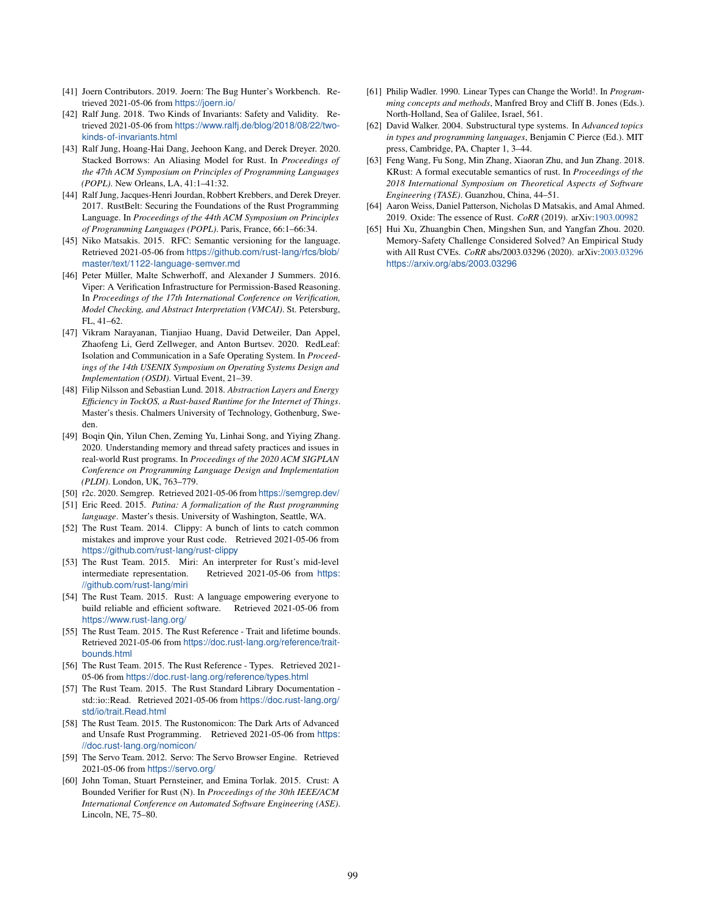[41] Joern Contributors. 2019. Joern: The Bug Hunter's Workbench. Retrieved 2021-05-06 from https://joern.io/

[42] Ralf Jung. 2018. Two Kinds of Invariants: Safety and Validity. Retrieved 2021-05-06 from https://www.ralfj.de/blog/2018/08/22/two-kinds-of-invariants.html

[43] Ralf Jung, Hoang-Hai Dang, Jeehoon Kang, and Derek Dreyer. 2020. Stacked Borrows: An Aliasing Model for Rust. In *Proceedings of the 47th ACM Symposium on Principles of Programming Languages (POPL)*. New Orleans, LA, 41:1–41:32.

[44] Ralf Jung, Jacques-Henri Jourdan, Robbert Krebbers, and Derek Dreyer. 2017. RustBelt: Securing the Foundations of the Rust Programming Language. In *Proceedings of the 44th ACM Symposium on Principles of Programming Languages (POPL)*. Paris, France, 66:1–66:34.

[45] Niko Matsakis. 2015. RFC: Semantic versioning for the language. Retrieved 2021-05-06 from https://github.com/rust-lang/rfcs/blob/master/text/1122-language-semver.md

[46] Peter Müller, Malte Schwerhoff, and Alexander J Summers. 2016. Viper: A Verification Infrastructure for Permission-Based Reasoning. In *Proceedings of the 17th International Conference on Verification, Model Checking, and Abstract Interpretation (VMCAI)*. St. Petersburg, FL, 41–62.

[47] Vikram Narayanan, Tianjiao Huang, David Detweiler, Dan Appel, Zhaofeng Li, Gerd Zellweger, and Anton Burtsev. 2020. RedLeaf: Isolation and Communication in a Safe Operating System. In *Proceedings of the 14th USENIX Symposium on Operating Systems Design and Implementation (OSDI)*. Virtual Event, 21–39.

[48] Filip Nilsson and Sebastian Lund. 2018. *Abstraction Layers and Energy Efficiency in TockOS, a Rust-based Runtime for the Internet of Things*. Master's thesis. Chalmers University of Technology, Gothenburg, Sweden.

[49] Boqin Qin, Yilun Chen, Zeming Yu, Linhai Song, and Yiying Zhang. 2020. Understanding memory and thread safety practices and issues in real-world Rust programs. In *Proceedings of the 2020 ACM SIGPLAN Conference on Programming Language Design and Implementation (PLDI)*. London, UK, 763–779.

[50] r2c. 2020. Semgrep. Retrieved 2021-05-06 from https://semgrep.dev/

[51] Eric Reed. 2015. *Patina: A formalization of the Rust programming language*. Master's thesis. University of Washington, Seattle, WA.

[52] The Rust Team. 2014. Clippy: A bunch of lints to catch common mistakes and improve your Rust code. Retrieved 2021-05-06 from https://github.com/rust-lang/rust-clippy

[53] The Rust Team. 2015. Miri: An interpreter for Rust's mid-level intermediate representation. Retrieved 2021-05-06 from https://github.com/rust-lang/miri

[54] The Rust Team. 2015. Rust: A language empowering everyone to build reliable and efficient software. Retrieved 2021-05-06 from https://www.rust-lang.org/

[55] The Rust Team. 2015. The Rust Reference - Trait and lifetime bounds. Retrieved 2021-05-06 from https://doc.rust-lang.org/reference/trait-bounds.html

[56] The Rust Team. 2015. The Rust Reference - Types. Retrieved 2021-05-06 from https://doc.rust-lang.org/reference/types.html

[57] The Rust Team. 2015. The Rust Standard Library Documentation - std::io::Read. Retrieved 2021-05-06 from https://doc.rust-lang.org/std/io/trait.Read.html

[58] The Rust Team. 2015. The Rustonomicon: The Dark Arts of Advanced and Unsafe Rust Programming. Retrieved 2021-05-06 from https://doc.rust-lang.org/nomicon/

[59] The Servo Team. 2012. Servo: The Servo Browser Engine. Retrieved 2021-05-06 from https://servo.org/

[60] John Toman, Stuart Pernsteiner, and Emina Torlak. 2015. Crust: A Bounded Verifier for Rust (N). In *Proceedings of the 30th IEEE/ACM International Conference on Automated Software Engineering (ASE)*. Lincoln, NE, 75–80.

[61] Philip Wadler. 1990. Linear Types can Change the World!. In *Programming concepts and methods*, Manfred Broy and Cliff B. Jones (Eds.). North-Holland, Sea of Galilee, Israel, 561.

[62] David Walker. 2004. Substructural type systems. In *Advanced topics in types and programming languages*, Benjamin C Pierce (Ed.). MIT press, Cambridge, PA, Chapter 1, 3–44.

[63] Feng Wang, Fu Song, Min Zhang, Xiaoran Zhu, and Jun Zhang. 2018. KRust: A formal executable semantics of rust. In *Proceedings of the 2018 International Symposium on Theoretical Aspects of Software Engineering (TASE)*. Guanzhou, China, 44–51.

[64] Aaron Weiss, Daniel Patterson, Nicholas D Matsakis, and Amal Ahmed. 2019. Oxide: The essence of Rust. *CoRR* (2019). arXiv:1903.00982

[65] Hui Xu, Zhuangbin Chen, Mingshen Sun, and Yangfan Zhou. 2020. Memory-Safety Challenge Considered Solved? An Empirical Study with All Rust CVEs. *CoRR* abs/2003.03296 (2020). arXiv:2003.03296 https://arxiv.org/abs/2003.03296